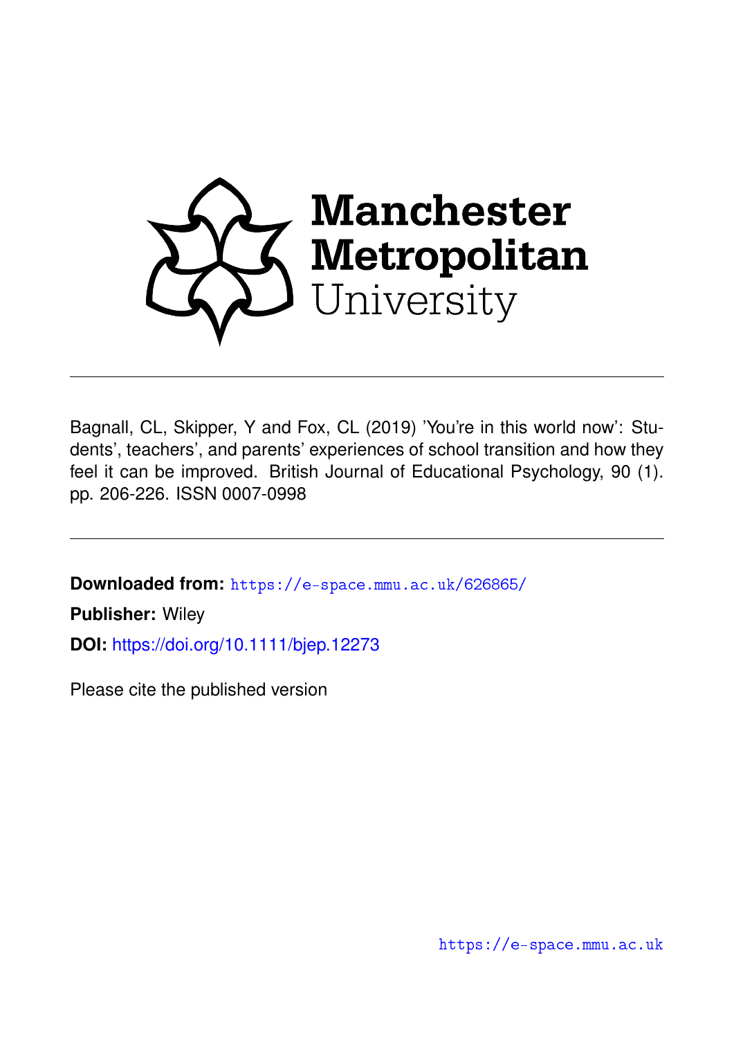Manchester Metropolitan University

Bagnall, CL, Skipper, Y and Fox, CL (2019) 'You're in this world now': Students', teachers', and parents' experiences of school transition and how they feel it can be improved. British Journal of Educational Psychology, 90 (1). pp. 206-226. ISSN 0007-0998

**Downloaded from:** https://e-space.mmu.ac.uk/626865/

**Publisher:** Wiley

**DOI:** https://doi.org/10.1111/bjep.12273

Please cite the published version

https://e-space.mmu.ac.uk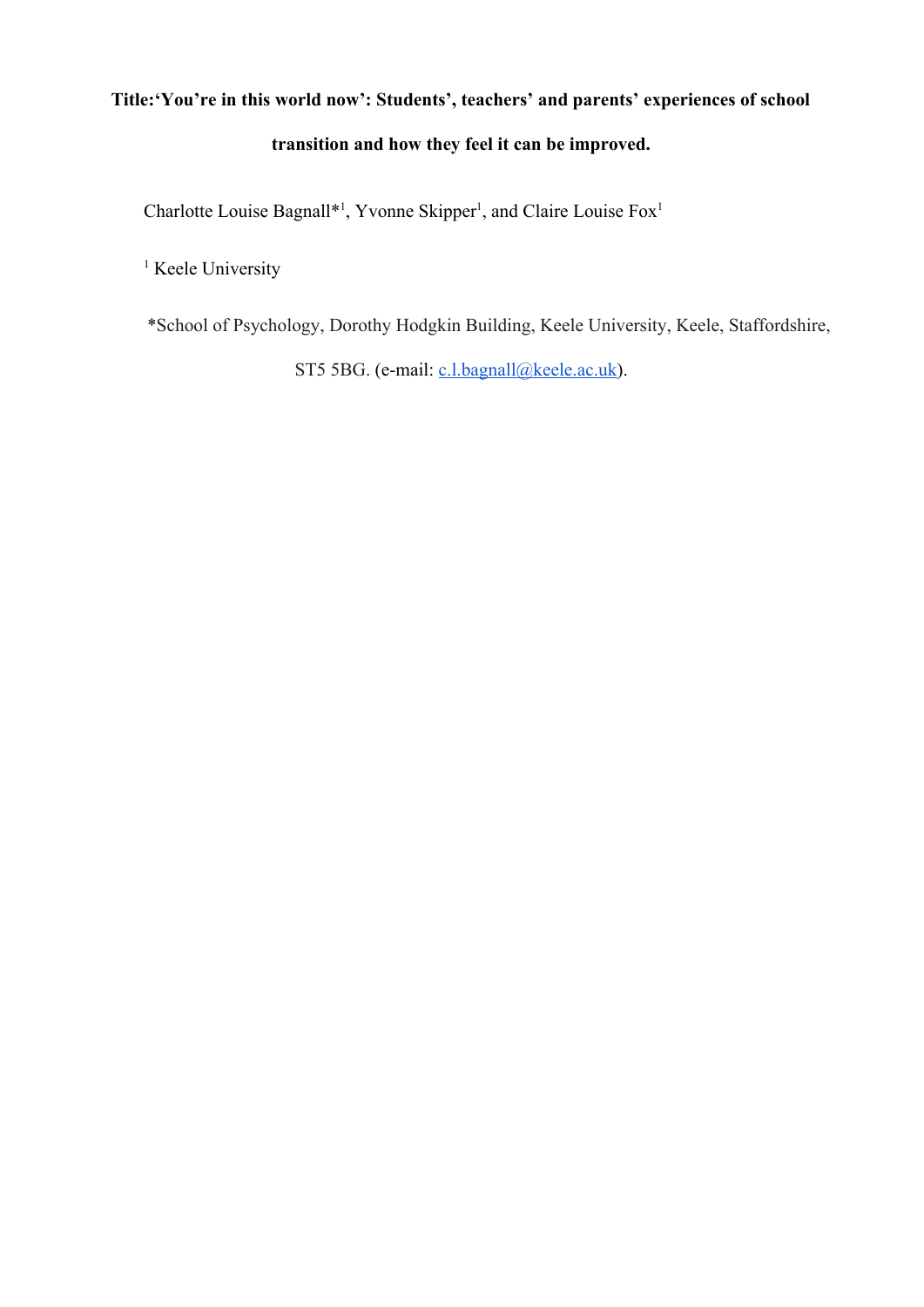**Title:'You're in this world now': Students', teachers' and parents' experiences of school transition and how they feel it can be improved.**

Charlotte Louise Bagnall*[1], Yvonne Skipper[1], and Claire Louise Fox[1]

[1] Keele University

*School of Psychology, Dorothy Hodgkin Building, Keele University, Keele, Staffordshire, ST5 5BG. (e-mail: c.l.bagnall@keele.ac.uk).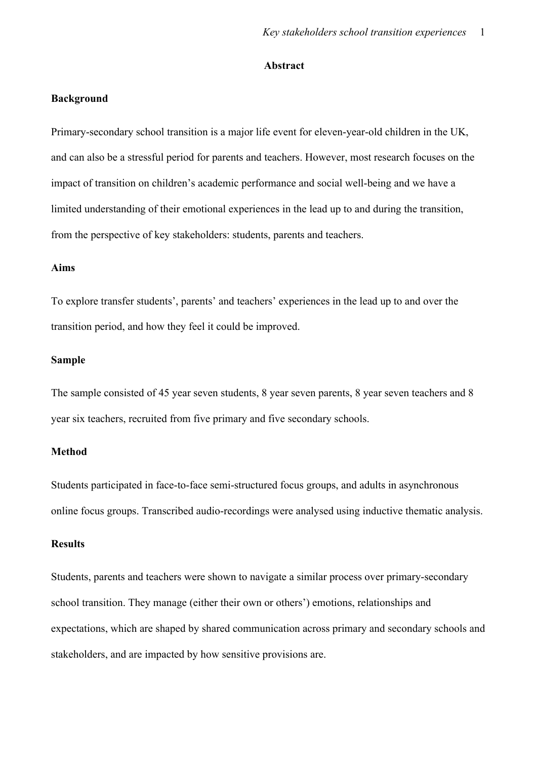## Abstract

### Background

Primary-secondary school transition is a major life event for eleven-year-old children in the UK, and can also be a stressful period for parents and teachers. However, most research focuses on the impact of transition on children's academic performance and social well-being and we have a limited understanding of their emotional experiences in the lead up to and during the transition, from the perspective of key stakeholders: students, parents and teachers.

### Aims

To explore transfer students', parents' and teachers' experiences in the lead up to and over the transition period, and how they feel it could be improved.

### Sample

The sample consisted of 45 year seven students, 8 year seven parents, 8 year seven teachers and 8 year six teachers, recruited from five primary and five secondary schools.

### Method

Students participated in face-to-face semi-structured focus groups, and adults in asynchronous online focus groups. Transcribed audio-recordings were analysed using inductive thematic analysis.

### Results

Students, parents and teachers were shown to navigate a similar process over primary-secondary school transition. They manage (either their own or others') emotions, relationships and expectations, which are shaped by shared communication across primary and secondary schools and stakeholders, and are impacted by how sensitive provisions are.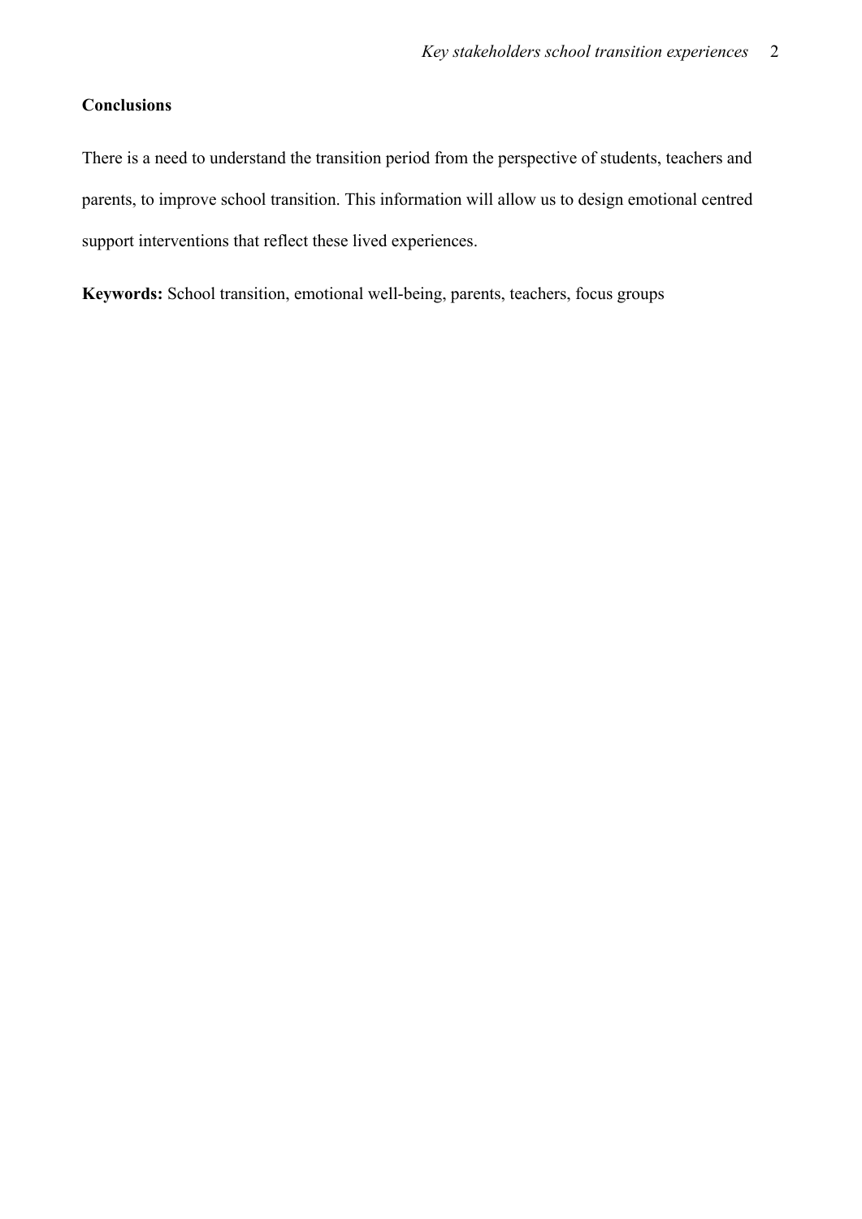**Conclusions**

There is a need to understand the transition period from the perspective of students, teachers and parents, to improve school transition. This information will allow us to design emotional centred support interventions that reflect these lived experiences.

**Keywords:** School transition, emotional well-being, parents, teachers, focus groups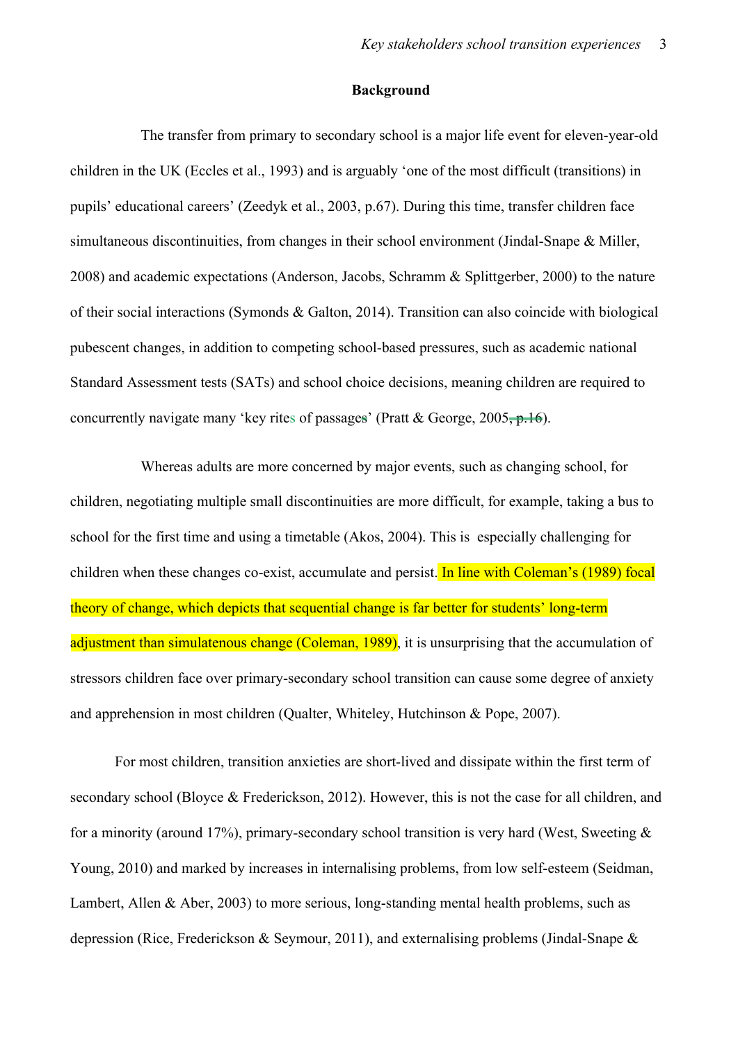**Background**

The transfer from primary to secondary school is a major life event for eleven-year-old children in the UK (Eccles et al., 1993) and is arguably 'one of the most difficult (transitions) in pupils' educational careers' (Zeedyk et al., 2003, p.67). During this time, transfer children face simultaneous discontinuities, from changes in their school environment (Jindal-Snape & Miller, 2008) and academic expectations (Anderson, Jacobs, Schramm & Splittgerber, 2000) to the nature of their social interactions (Symonds & Galton, 2014). Transition can also coincide with biological pubescent changes, in addition to competing school-based pressures, such as academic national Standard Assessment tests (SATs) and school choice decisions, meaning children are required to concurrently navigate many 'key rites of passage~~s~~' (Pratt & George, 2005~~, p.16~~).

Whereas adults are more concerned by major events, such as changing school, for children, negotiating multiple small discontinuities are more difficult, for example, taking a bus to school for the first time and using a timetable (Akos, 2004). This is especially challenging for children when these changes co-exist, accumulate and persist. In line with Coleman's (1989) focal theory of change, which depicts that sequential change is far better for students' long-term adjustment than simulatenous change (Coleman, 1989), it is unsurprising that the accumulation of stressors children face over primary-secondary school transition can cause some degree of anxiety and apprehension in most children (Qualter, Whiteley, Hutchinson & Pope, 2007).

For most children, transition anxieties are short-lived and dissipate within the first term of secondary school (Bloyce & Frederickson, 2012). However, this is not the case for all children, and for a minority (around 17%), primary-secondary school transition is very hard (West, Sweeting & Young, 2010) and marked by increases in internalising problems, from low self-esteem (Seidman, Lambert, Allen & Aber, 2003) to more serious, long-standing mental health problems, such as depression (Rice, Frederickson & Seymour, 2011), and externalising problems (Jindal-Snape &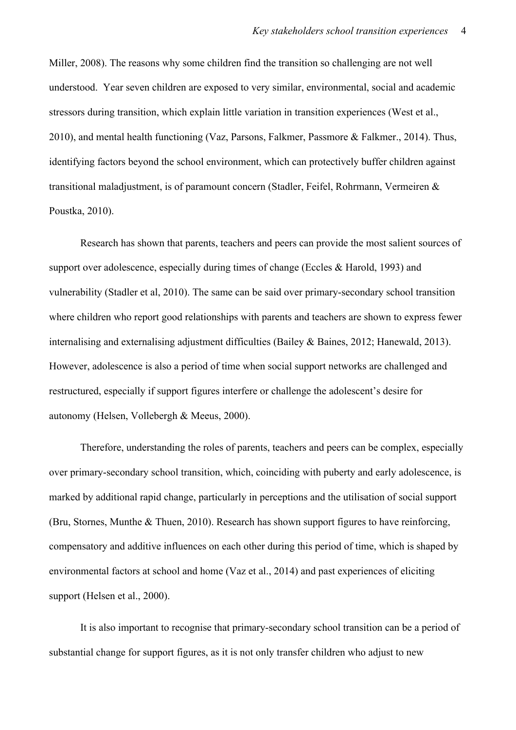Miller, 2008). The reasons why some children find the transition so challenging are not well understood.  Year seven children are exposed to very similar, environmental, social and academic stressors during transition, which explain little variation in transition experiences (West et al., 2010), and mental health functioning (Vaz, Parsons, Falkmer, Passmore & Falkmer., 2014). Thus, identifying factors beyond the school environment, which can protectively buffer children against transitional maladjustment, is of paramount concern (Stadler, Feifel, Rohrmann, Vermeiren & Poustka, 2010).

Research has shown that parents, teachers and peers can provide the most salient sources of support over adolescence, especially during times of change (Eccles & Harold, 1993) and vulnerability (Stadler et al, 2010). The same can be said over primary-secondary school transition where children who report good relationships with parents and teachers are shown to express fewer internalising and externalising adjustment difficulties (Bailey & Baines, 2012; Hanewald, 2013). However, adolescence is also a period of time when social support networks are challenged and restructured, especially if support figures interfere or challenge the adolescent's desire for autonomy (Helsen, Vollebergh & Meeus, 2000).

Therefore, understanding the roles of parents, teachers and peers can be complex, especially over primary-secondary school transition, which, coinciding with puberty and early adolescence, is marked by additional rapid change, particularly in perceptions and the utilisation of social support (Bru, Stornes, Munthe & Thuen, 2010). Research has shown support figures to have reinforcing, compensatory and additive influences on each other during this period of time, which is shaped by environmental factors at school and home (Vaz et al., 2014) and past experiences of eliciting support (Helsen et al., 2000).

It is also important to recognise that primary-secondary school transition can be a period of substantial change for support figures, as it is not only transfer children who adjust to new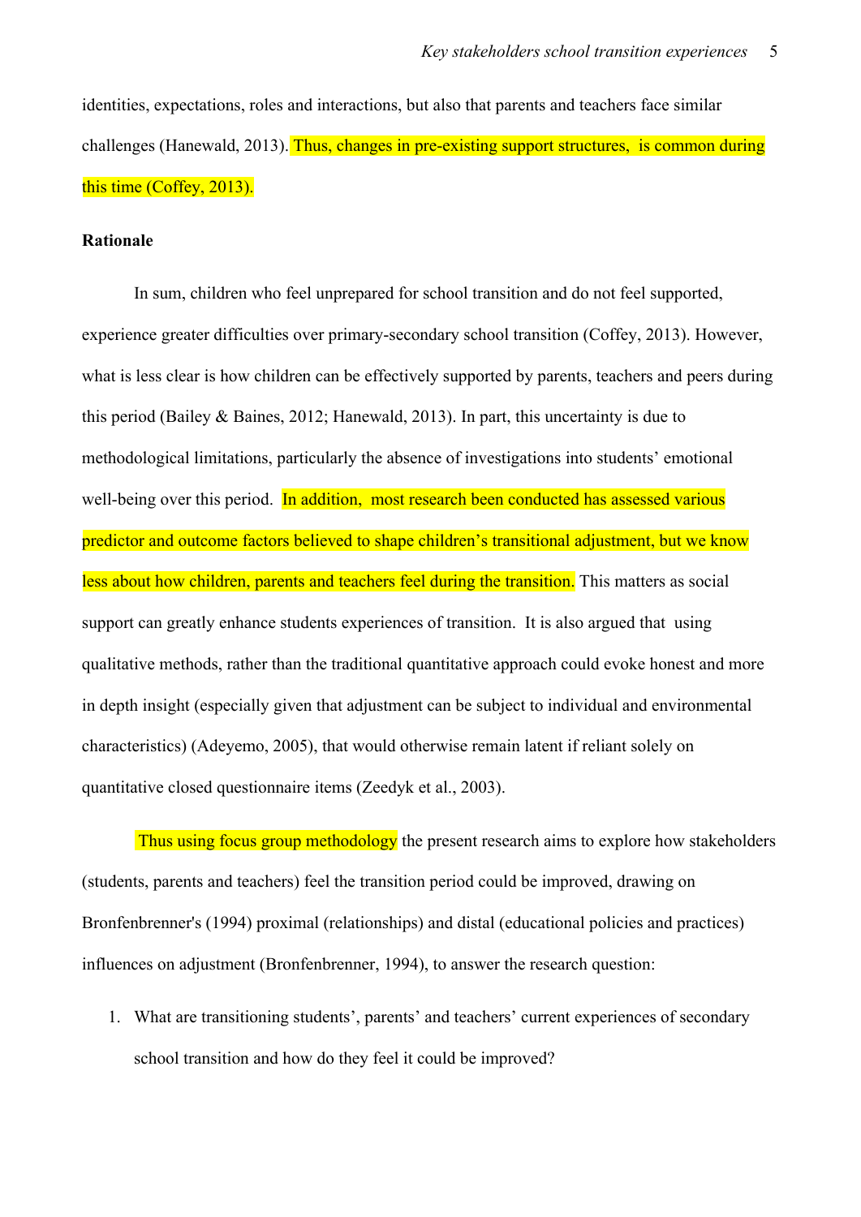identities, expectations, roles and interactions, but also that parents and teachers face similar challenges (Hanewald, 2013). Thus, changes in pre-existing support structures,  is common during this time (Coffey, 2013).

**Rationale**

In sum, children who feel unprepared for school transition and do not feel supported, experience greater difficulties over primary-secondary school transition (Coffey, 2013). However, what is less clear is how children can be effectively supported by parents, teachers and peers during this period (Bailey & Baines, 2012; Hanewald, 2013). In part, this uncertainty is due to methodological limitations, particularly the absence of investigations into students' emotional well-being over this period.  In addition,  most research been conducted has assessed various predictor and outcome factors believed to shape children's transitional adjustment, but we know less about how children, parents and teachers feel during the transition. This matters as social support can greatly enhance students experiences of transition.  It is also argued that  using qualitative methods, rather than the traditional quantitative approach could evoke honest and more in depth insight (especially given that adjustment can be subject to individual and environmental characteristics) (Adeyemo, 2005), that would otherwise remain latent if reliant solely on quantitative closed questionnaire items (Zeedyk et al., 2003).

Thus using focus group methodology the present research aims to explore how stakeholders (students, parents and teachers) feel the transition period could be improved, drawing on Bronfenbrenner's (1994) proximal (relationships) and distal (educational policies and practices) influences on adjustment (Bronfenbrenner, 1994), to answer the research question:

1. What are transitioning students', parents' and teachers' current experiences of secondary school transition and how do they feel it could be improved?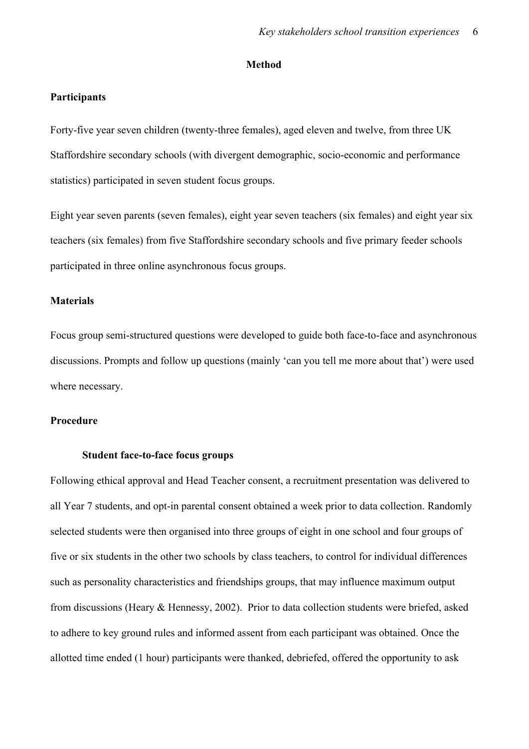## Method

### Participants

Forty-five year seven children (twenty-three females), aged eleven and twelve, from three UK Staffordshire secondary schools (with divergent demographic, socio-economic and performance statistics) participated in seven student focus groups.

Eight year seven parents (seven females), eight year seven teachers (six females) and eight year six teachers (six females) from five Staffordshire secondary schools and five primary feeder schools participated in three online asynchronous focus groups.

### Materials

Focus group semi-structured questions were developed to guide both face-to-face and asynchronous discussions. Prompts and follow up questions (mainly 'can you tell me more about that') were used where necessary.

### Procedure

#### Student face-to-face focus groups

Following ethical approval and Head Teacher consent, a recruitment presentation was delivered to all Year 7 students, and opt-in parental consent obtained a week prior to data collection. Randomly selected students were then organised into three groups of eight in one school and four groups of five or six students in the other two schools by class teachers, to control for individual differences such as personality characteristics and friendships groups, that may influence maximum output from discussions (Heary & Hennessy, 2002). Prior to data collection students were briefed, asked to adhere to key ground rules and informed assent from each participant was obtained. Once the allotted time ended (1 hour) participants were thanked, debriefed, offered the opportunity to ask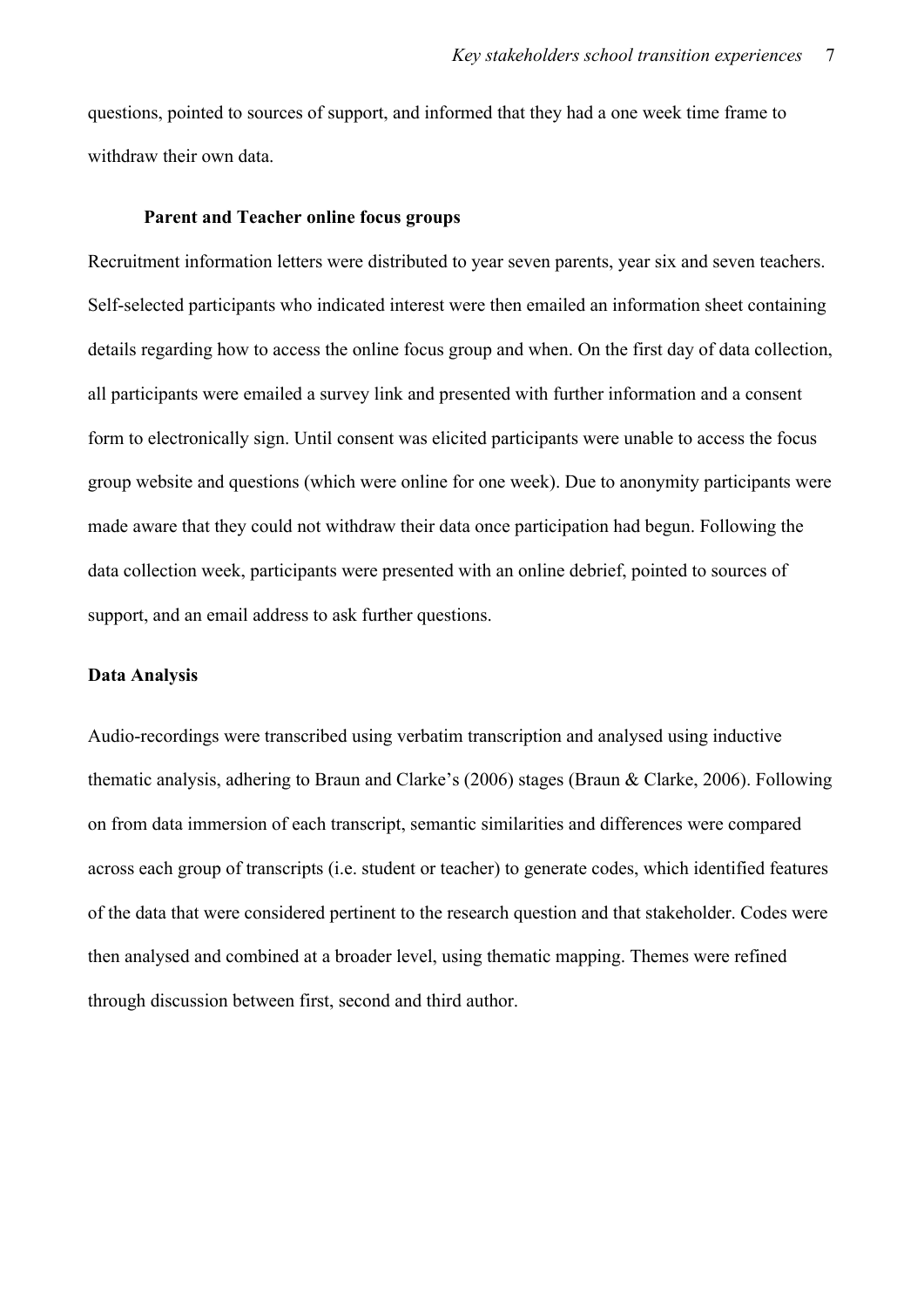questions, pointed to sources of support, and informed that they had a one week time frame to withdraw their own data.

### Parent and Teacher online focus groups

Recruitment information letters were distributed to year seven parents, year six and seven teachers. Self-selected participants who indicated interest were then emailed an information sheet containing details regarding how to access the online focus group and when. On the first day of data collection, all participants were emailed a survey link and presented with further information and a consent form to electronically sign. Until consent was elicited participants were unable to access the focus group website and questions (which were online for one week). Due to anonymity participants were made aware that they could not withdraw their data once participation had begun. Following the data collection week, participants were presented with an online debrief, pointed to sources of support, and an email address to ask further questions.

## Data Analysis

Audio-recordings were transcribed using verbatim transcription and analysed using inductive thematic analysis, adhering to Braun and Clarke's (2006) stages (Braun & Clarke, 2006). Following on from data immersion of each transcript, semantic similarities and differences were compared across each group of transcripts (i.e. student or teacher) to generate codes, which identified features of the data that were considered pertinent to the research question and that stakeholder. Codes were then analysed and combined at a broader level, using thematic mapping. Themes were refined through discussion between first, second and third author.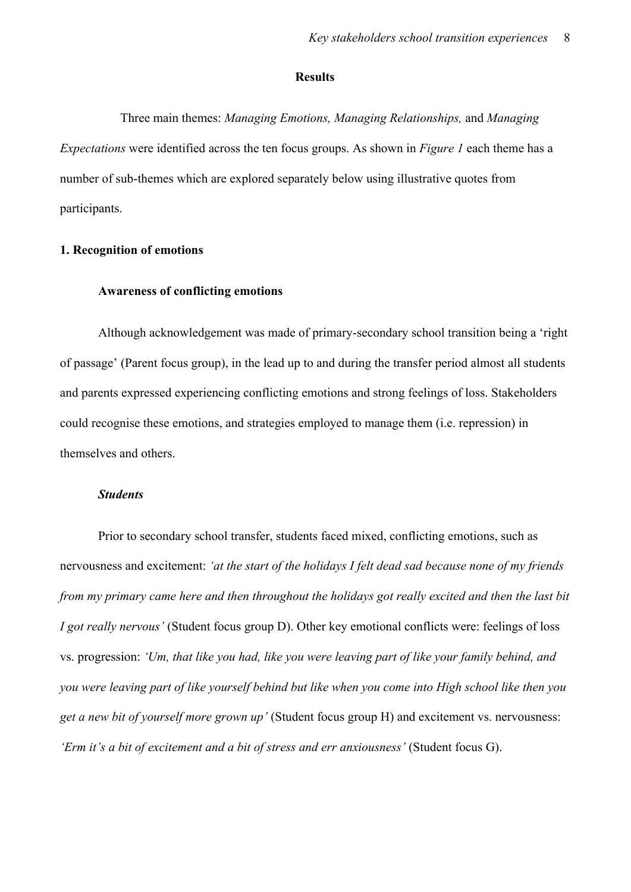## Results

Three main themes: *Managing Emotions, Managing Relationships,* and *Managing Expectations* were identified across the ten focus groups. As shown in *Figure 1* each theme has a number of sub-themes which are explored separately below using illustrative quotes from participants.

### 1. Recognition of emotions

#### Awareness of conflicting emotions

Although acknowledgement was made of primary-secondary school transition being a 'right of passage' (Parent focus group), in the lead up to and during the transfer period almost all students and parents expressed experiencing conflicting emotions and strong feelings of loss. Stakeholders could recognise these emotions, and strategies employed to manage them (i.e. repression) in themselves and others.

##### *Students*

Prior to secondary school transfer, students faced mixed, conflicting emotions, such as nervousness and excitement: ***'at the start of the holidays I felt dead sad because none of my friends from my primary came here and then throughout the holidays got really excited and then the last bit I got really nervous'*** (Student focus group D). Other key emotional conflicts were: feelings of loss vs. progression: ***'Um, that like you had, like you were leaving part of like your family behind, and you were leaving part of like yourself behind but like when you come into High school like then you get a new bit of yourself more grown up'*** (Student focus group H) and excitement vs. nervousness: ***'Erm it's a bit of excitement and a bit of stress and err anxiousness'*** (Student focus G).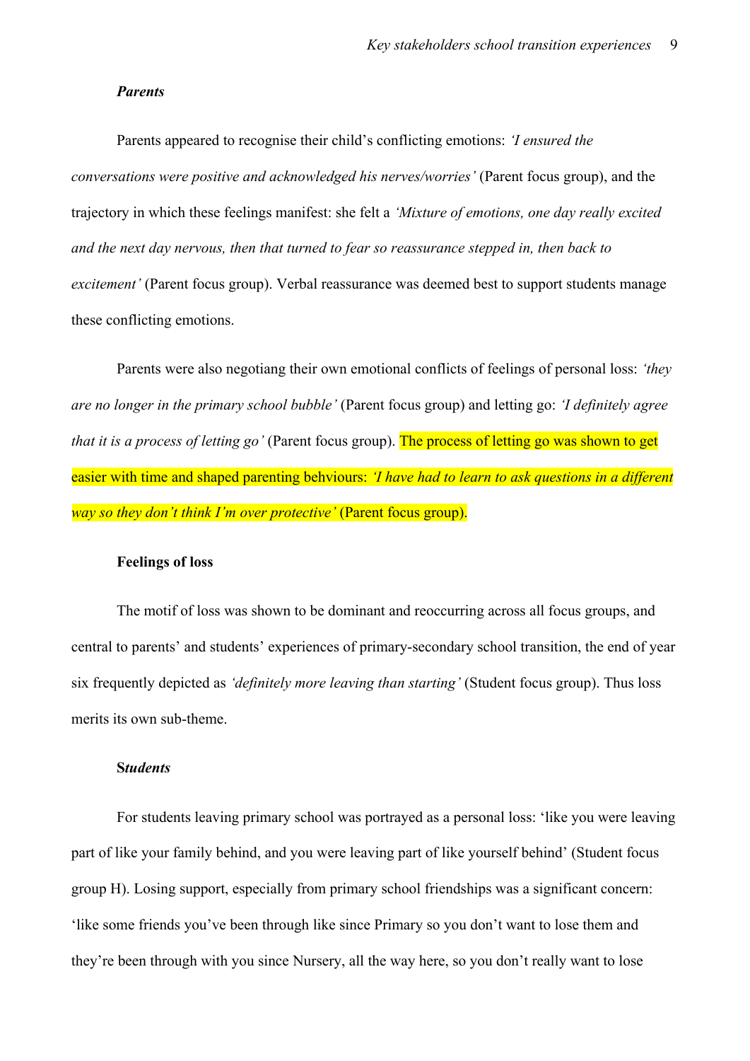### *Parents*

Parents appeared to recognise their child's conflicting emotions: *'I ensured the conversations were positive and acknowledged his nerves/worries'* (Parent focus group), and the trajectory in which these feelings manifest: she felt a *'Mixture of emotions, one day really excited and the next day nervous, then that turned to fear so reassurance stepped in, then back to excitement'* (Parent focus group). Verbal reassurance was deemed best to support students manage these conflicting emotions.

Parents were also negotiang their own emotional conflicts of feelings of personal loss: *'they are no longer in the primary school bubble'* (Parent focus group) and letting go: *'I definitely agree that it is a process of letting go'* (Parent focus group). The process of letting go was shown to get easier with time and shaped parenting behviours: *'I have had to learn to ask questions in a different way so they don't think I'm over protective'* (Parent focus group).

### Feelings of loss

The motif of loss was shown to be dominant and reoccurring across all focus groups, and central to parents' and students' experiences of primary-secondary school transition, the end of year six frequently depicted as *'definitely more leaving than starting'* (Student focus group). Thus loss merits its own sub-theme.

### S*tudents*

For students leaving primary school was portrayed as a personal loss: 'like you were leaving part of like your family behind, and you were leaving part of like yourself behind' (Student focus group H). Losing support, especially from primary school friendships was a significant concern: 'like some friends you've been through like since Primary so you don't want to lose them and they're been through with you since Nursery, all the way here, so you don't really want to lose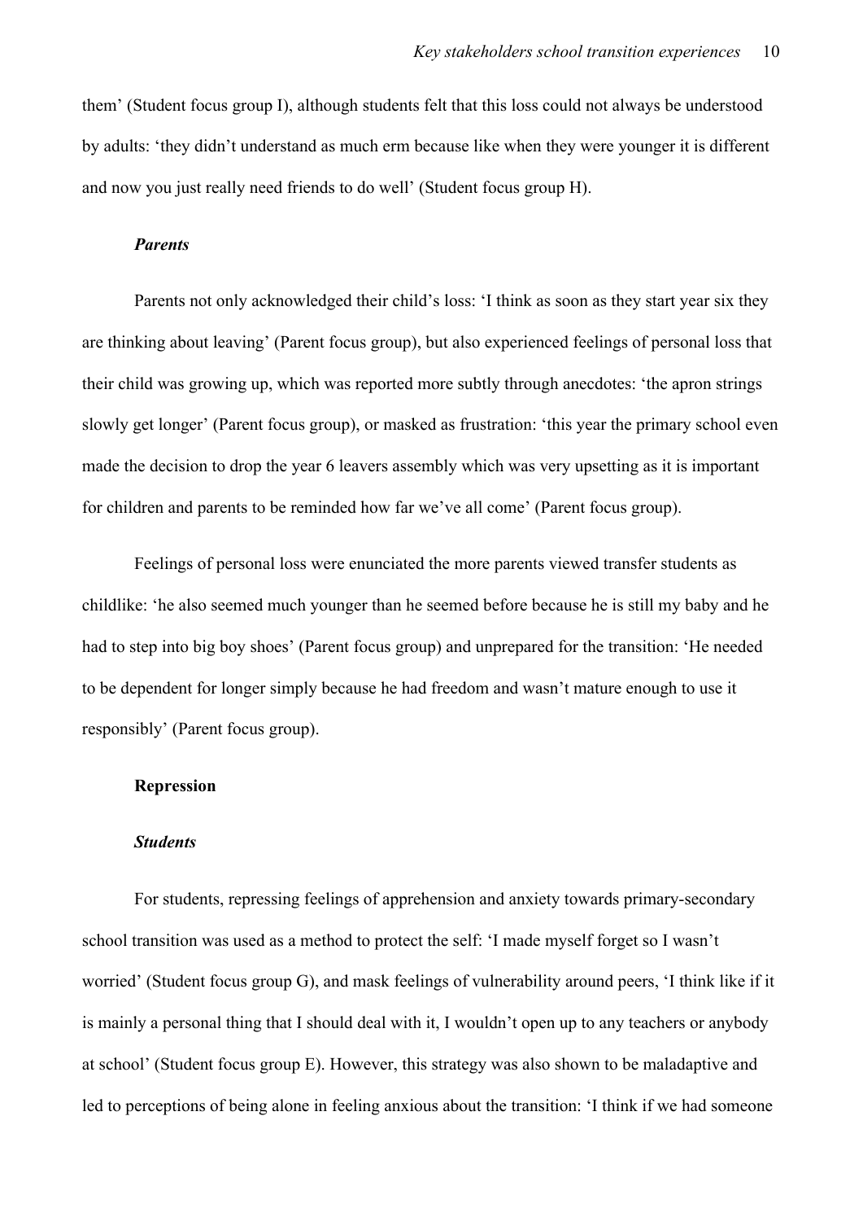them' (Student focus group I), although students felt that this loss could not always be understood by adults: 'they didn't understand as much erm because like when they were younger it is different and now you just really need friends to do well' (Student focus group H).

***Parents***

Parents not only acknowledged their child's loss: 'I think as soon as they start year six they are thinking about leaving' (Parent focus group), but also experienced feelings of personal loss that their child was growing up, which was reported more subtly through anecdotes: 'the apron strings slowly get longer' (Parent focus group), or masked as frustration: 'this year the primary school even made the decision to drop the year 6 leavers assembly which was very upsetting as it is important for children and parents to be reminded how far we've all come' (Parent focus group).

Feelings of personal loss were enunciated the more parents viewed transfer students as childlike: 'he also seemed much younger than he seemed before because he is still my baby and he had to step into big boy shoes' (Parent focus group) and unprepared for the transition: 'He needed to be dependent for longer simply because he had freedom and wasn't mature enough to use it responsibly' (Parent focus group).

**Repression**

***Students***

For students, repressing feelings of apprehension and anxiety towards primary-secondary school transition was used as a method to protect the self: 'I made myself forget so I wasn't worried' (Student focus group G), and mask feelings of vulnerability around peers, 'I think like if it is mainly a personal thing that I should deal with it, I wouldn't open up to any teachers or anybody at school' (Student focus group E). However, this strategy was also shown to be maladaptive and led to perceptions of being alone in feeling anxious about the transition: 'I think if we had someone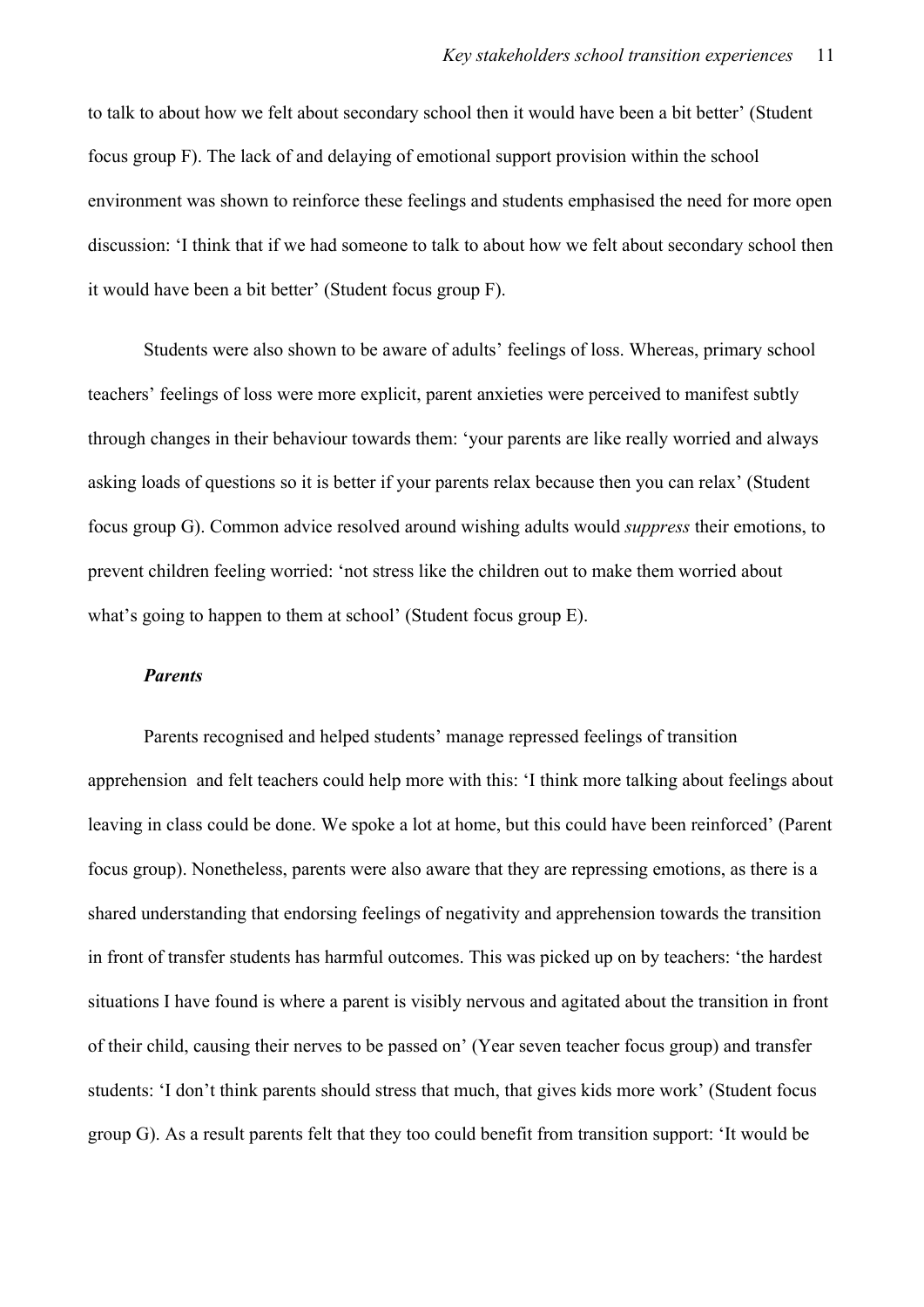to talk to about how we felt about secondary school then it would have been a bit better' (Student focus group F). The lack of and delaying of emotional support provision within the school environment was shown to reinforce these feelings and students emphasised the need for more open discussion: 'I think that if we had someone to talk to about how we felt about secondary school then it would have been a bit better' (Student focus group F).

Students were also shown to be aware of adults' feelings of loss. Whereas, primary school teachers' feelings of loss were more explicit, parent anxieties were perceived to manifest subtly through changes in their behaviour towards them: 'your parents are like really worried and always asking loads of questions so it is better if your parents relax because then you can relax' (Student focus group G). Common advice resolved around wishing adults would *suppress* their emotions, to prevent children feeling worried: 'not stress like the children out to make them worried about what's going to happen to them at school' (Student focus group E).

***Parents***

Parents recognised and helped students' manage repressed feelings of transition apprehension  and felt teachers could help more with this: 'I think more talking about feelings about leaving in class could be done. We spoke a lot at home, but this could have been reinforced' (Parent focus group). Nonetheless, parents were also aware that they are repressing emotions, as there is a shared understanding that endorsing feelings of negativity and apprehension towards the transition in front of transfer students has harmful outcomes. This was picked up on by teachers: 'the hardest situations I have found is where a parent is visibly nervous and agitated about the transition in front of their child, causing their nerves to be passed on' (Year seven teacher focus group) and transfer students: 'I don't think parents should stress that much, that gives kids more work' (Student focus group G). As a result parents felt that they too could benefit from transition support: 'It would be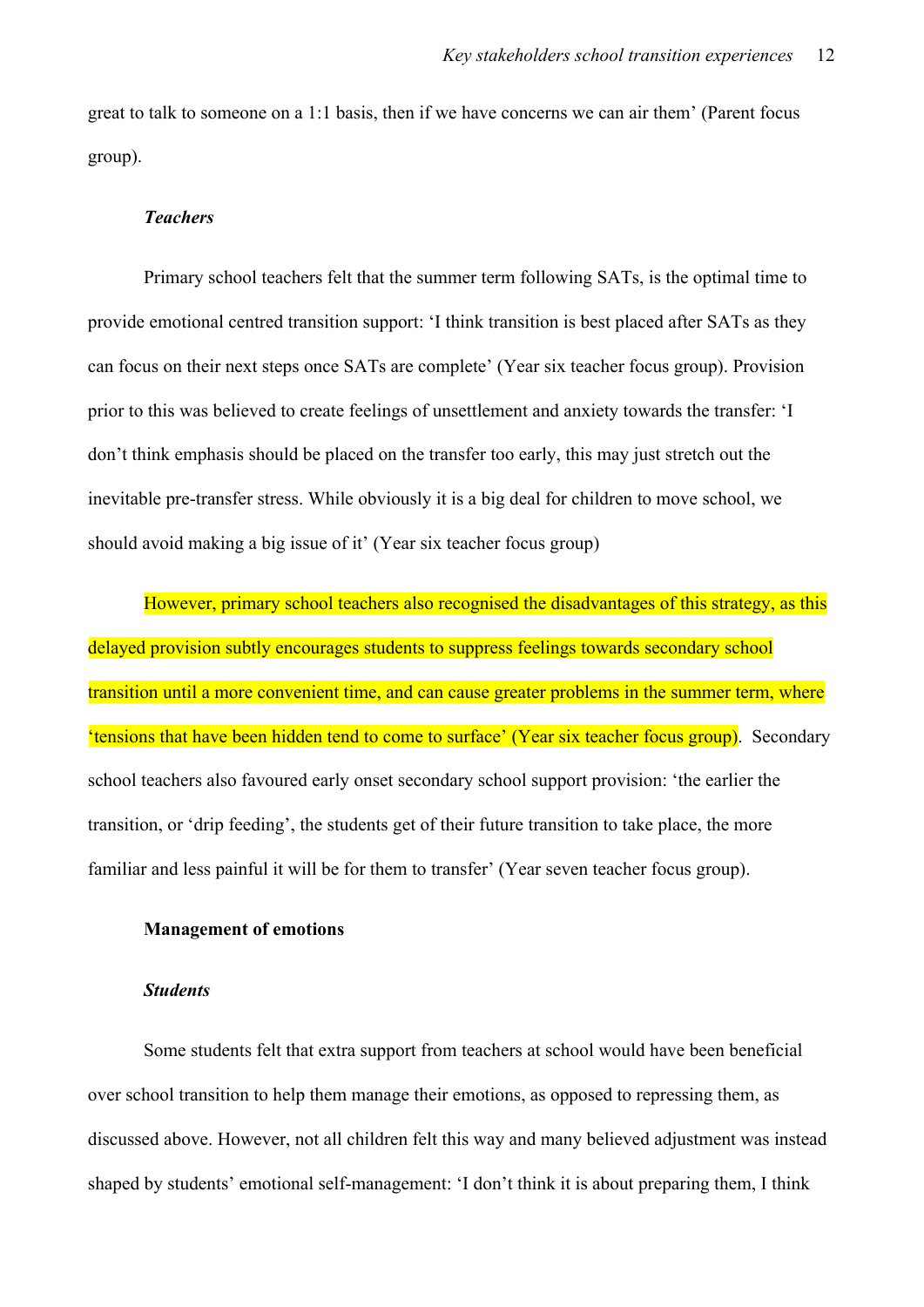great to talk to someone on a 1:1 basis, then if we have concerns we can air them' (Parent focus group).

### *Teachers*

Primary school teachers felt that the summer term following SATs, is the optimal time to provide emotional centred transition support: 'I think transition is best placed after SATs as they can focus on their next steps once SATs are complete' (Year six teacher focus group). Provision prior to this was believed to create feelings of unsettlement and anxiety towards the transfer: 'I don't think emphasis should be placed on the transfer too early, this may just stretch out the inevitable pre-transfer stress. While obviously it is a big deal for children to move school, we should avoid making a big issue of it' (Year six teacher focus group)

However, primary school teachers also recognised the disadvantages of this strategy, as this delayed provision subtly encourages students to suppress feelings towards secondary school transition until a more convenient time, and can cause greater problems in the summer term, where 'tensions that have been hidden tend to come to surface' (Year six teacher focus group). Secondary school teachers also favoured early onset secondary school support provision: 'the earlier the transition, or 'drip feeding', the students get of their future transition to take place, the more familiar and less painful it will be for them to transfer' (Year seven teacher focus group).

## **Management of emotions**

### *Students*

Some students felt that extra support from teachers at school would have been beneficial over school transition to help them manage their emotions, as opposed to repressing them, as discussed above. However, not all children felt this way and many believed adjustment was instead shaped by students' emotional self-management: 'I don't think it is about preparing them, I think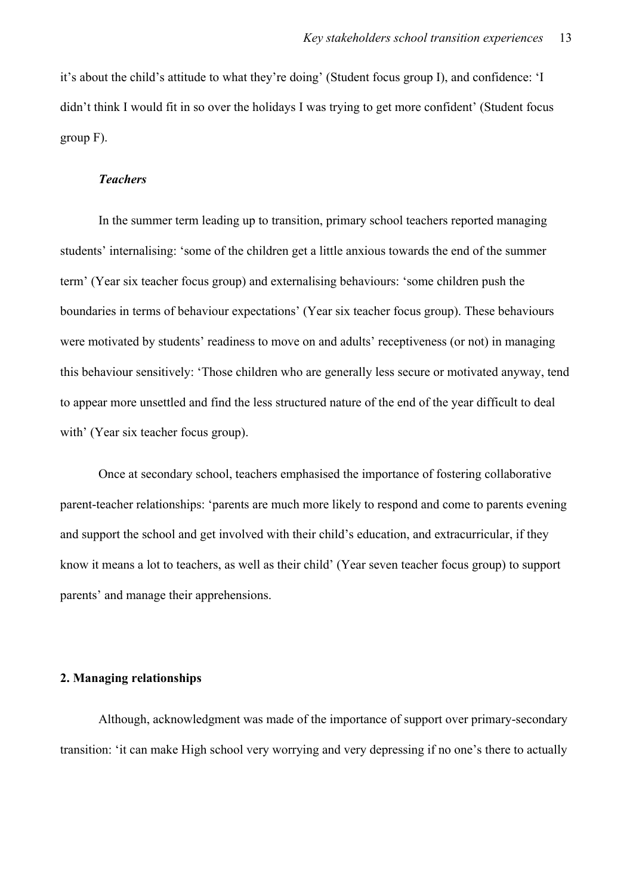it's about the child's attitude to what they're doing' (Student focus group I), and confidence: 'I didn't think I would fit in so over the holidays I was trying to get more confident' (Student focus group F).

### *Teachers*

In the summer term leading up to transition, primary school teachers reported managing students' internalising: 'some of the children get a little anxious towards the end of the summer term' (Year six teacher focus group) and externalising behaviours: 'some children push the boundaries in terms of behaviour expectations' (Year six teacher focus group). These behaviours were motivated by students' readiness to move on and adults' receptiveness (or not) in managing this behaviour sensitively: 'Those children who are generally less secure or motivated anyway, tend to appear more unsettled and find the less structured nature of the end of the year difficult to deal with' (Year six teacher focus group).

Once at secondary school, teachers emphasised the importance of fostering collaborative parent-teacher relationships: 'parents are much more likely to respond and come to parents evening and support the school and get involved with their child's education, and extracurricular, if they know it means a lot to teachers, as well as their child' (Year seven teacher focus group) to support parents' and manage their apprehensions.

## 2. Managing relationships

Although, acknowledgment was made of the importance of support over primary-secondary transition: 'it can make High school very worrying and very depressing if no one's there to actually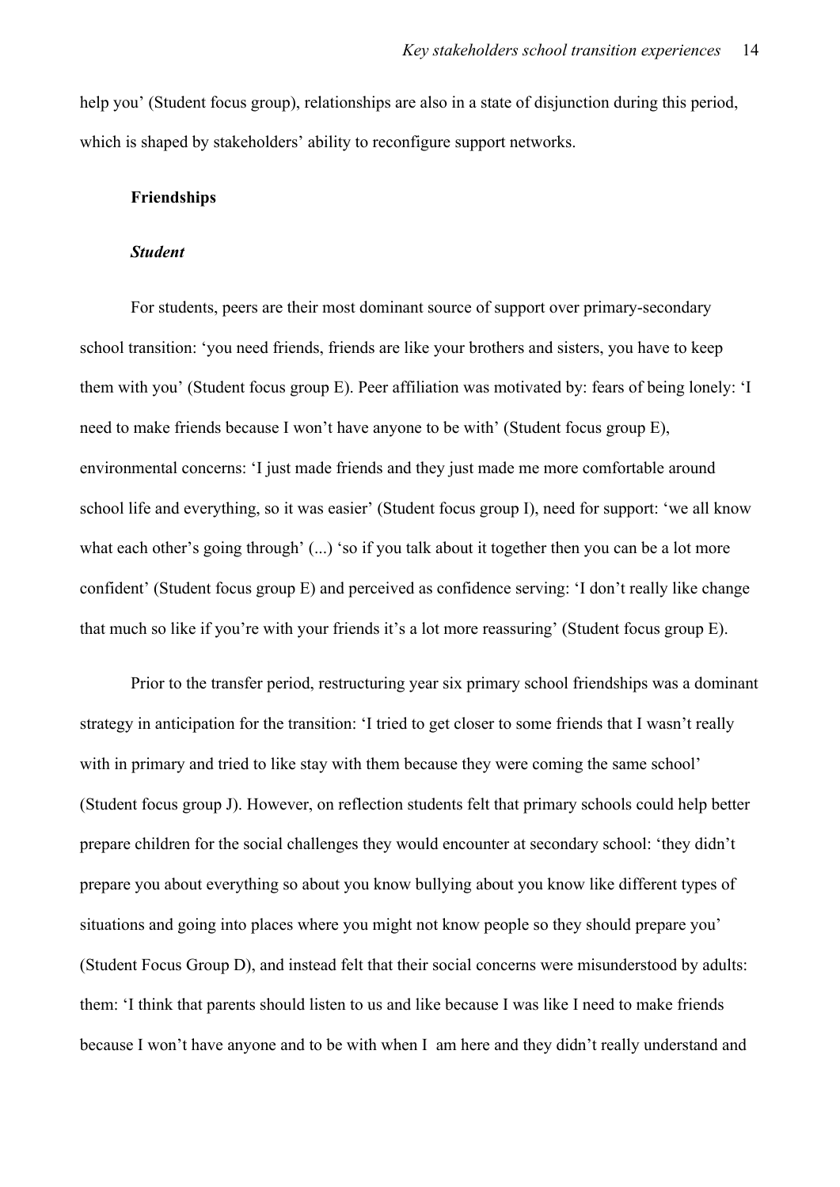help you' (Student focus group), relationships are also in a state of disjunction during this period, which is shaped by stakeholders' ability to reconfigure support networks.

### Friendships

#### *Student*

For students, peers are their most dominant source of support over primary-secondary school transition: 'you need friends, friends are like your brothers and sisters, you have to keep them with you' (Student focus group E). Peer affiliation was motivated by: fears of being lonely: 'I need to make friends because I won't have anyone to be with' (Student focus group E), environmental concerns: 'I just made friends and they just made me more comfortable around school life and everything, so it was easier' (Student focus group I), need for support: 'we all know what each other's going through' (...) 'so if you talk about it together then you can be a lot more confident' (Student focus group E) and perceived as confidence serving: 'I don't really like change that much so like if you're with your friends it's a lot more reassuring' (Student focus group E).

Prior to the transfer period, restructuring year six primary school friendships was a dominant strategy in anticipation for the transition: 'I tried to get closer to some friends that I wasn't really with in primary and tried to like stay with them because they were coming the same school' (Student focus group J). However, on reflection students felt that primary schools could help better prepare children for the social challenges they would encounter at secondary school: 'they didn't prepare you about everything so about you know bullying about you know like different types of situations and going into places where you might not know people so they should prepare you' (Student Focus Group D), and instead felt that their social concerns were misunderstood by adults: them: 'I think that parents should listen to us and like because I was like I need to make friends because I won't have anyone and to be with when I am here and they didn't really understand and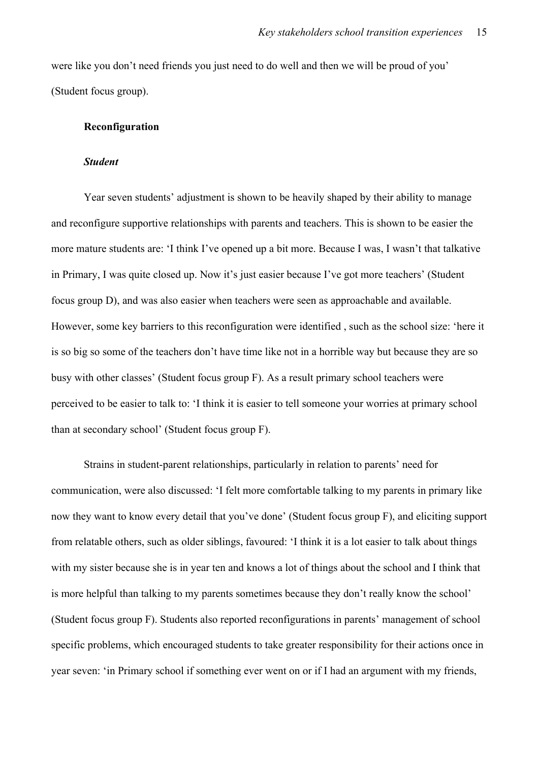were like you don't need friends you just need to do well and then we will be proud of you' (Student focus group).

## Reconfiguration

### *Student*

Year seven students' adjustment is shown to be heavily shaped by their ability to manage and reconfigure supportive relationships with parents and teachers. This is shown to be easier the more mature students are: 'I think I've opened up a bit more. Because I was, I wasn't that talkative in Primary, I was quite closed up. Now it's just easier because I've got more teachers' (Student focus group D), and was also easier when teachers were seen as approachable and available. However, some key barriers to this reconfiguration were identified , such as the school size: 'here it is so big so some of the teachers don't have time like not in a horrible way but because they are so busy with other classes' (Student focus group F). As a result primary school teachers were perceived to be easier to talk to: 'I think it is easier to tell someone your worries at primary school than at secondary school' (Student focus group F).

Strains in student-parent relationships, particularly in relation to parents' need for communication, were also discussed: 'I felt more comfortable talking to my parents in primary like now they want to know every detail that you've done' (Student focus group F), and eliciting support from relatable others, such as older siblings, favoured: 'I think it is a lot easier to talk about things with my sister because she is in year ten and knows a lot of things about the school and I think that is more helpful than talking to my parents sometimes because they don't really know the school' (Student focus group F). Students also reported reconfigurations in parents' management of school specific problems, which encouraged students to take greater responsibility for their actions once in year seven: 'in Primary school if something ever went on or if I had an argument with my friends,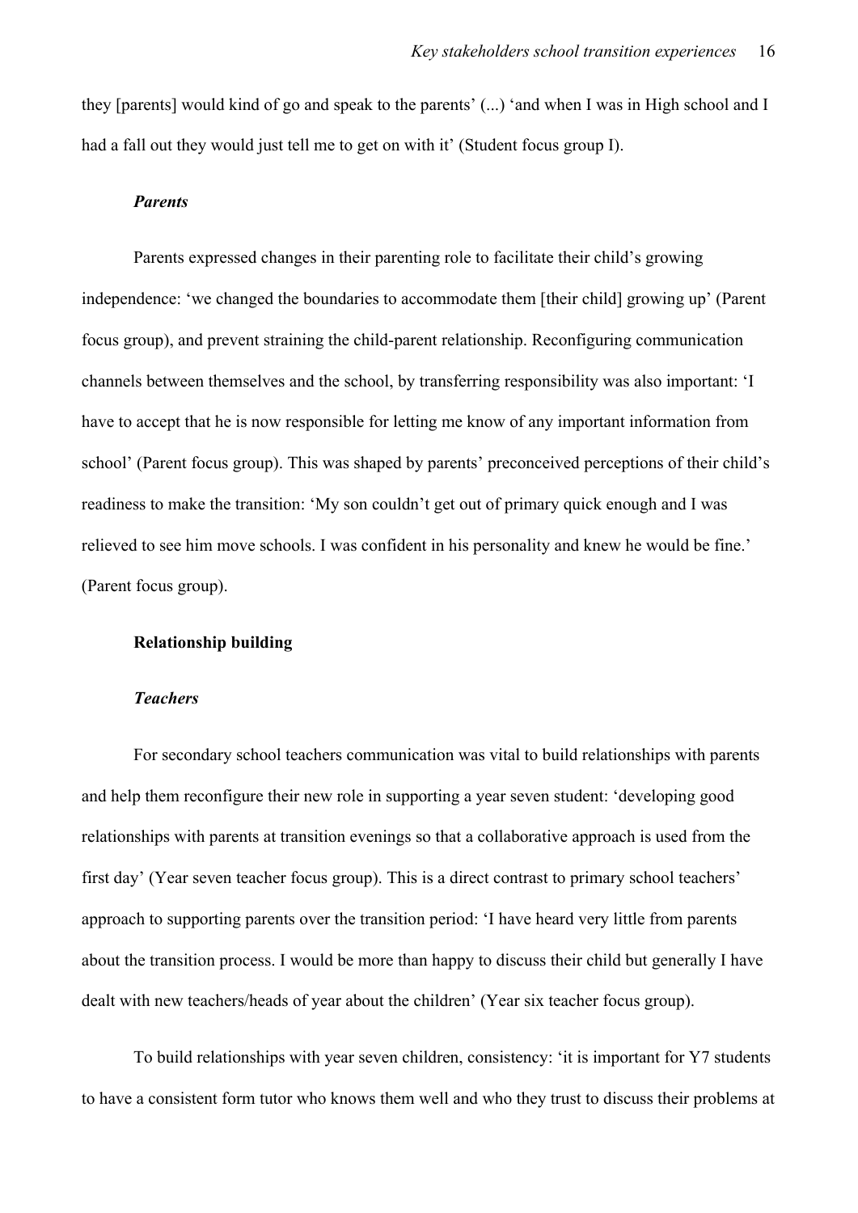they [parents] would kind of go and speak to the parents' (...) 'and when I was in High school and I had a fall out they would just tell me to get on with it' (Student focus group I).

#### *Parents*

Parents expressed changes in their parenting role to facilitate their child's growing independence: 'we changed the boundaries to accommodate them [their child] growing up' (Parent focus group), and prevent straining the child-parent relationship. Reconfiguring communication channels between themselves and the school, by transferring responsibility was also important: 'I have to accept that he is now responsible for letting me know of any important information from school' (Parent focus group). This was shaped by parents' preconceived perceptions of their child's readiness to make the transition: 'My son couldn't get out of primary quick enough and I was relieved to see him move schools. I was confident in his personality and knew he would be fine.' (Parent focus group).

### Relationship building

#### *Teachers*

For secondary school teachers communication was vital to build relationships with parents and help them reconfigure their new role in supporting a year seven student: 'developing good relationships with parents at transition evenings so that a collaborative approach is used from the first day' (Year seven teacher focus group). This is a direct contrast to primary school teachers' approach to supporting parents over the transition period: 'I have heard very little from parents about the transition process. I would be more than happy to discuss their child but generally I have dealt with new teachers/heads of year about the children' (Year six teacher focus group).

To build relationships with year seven children, consistency: 'it is important for Y7 students to have a consistent form tutor who knows them well and who they trust to discuss their problems at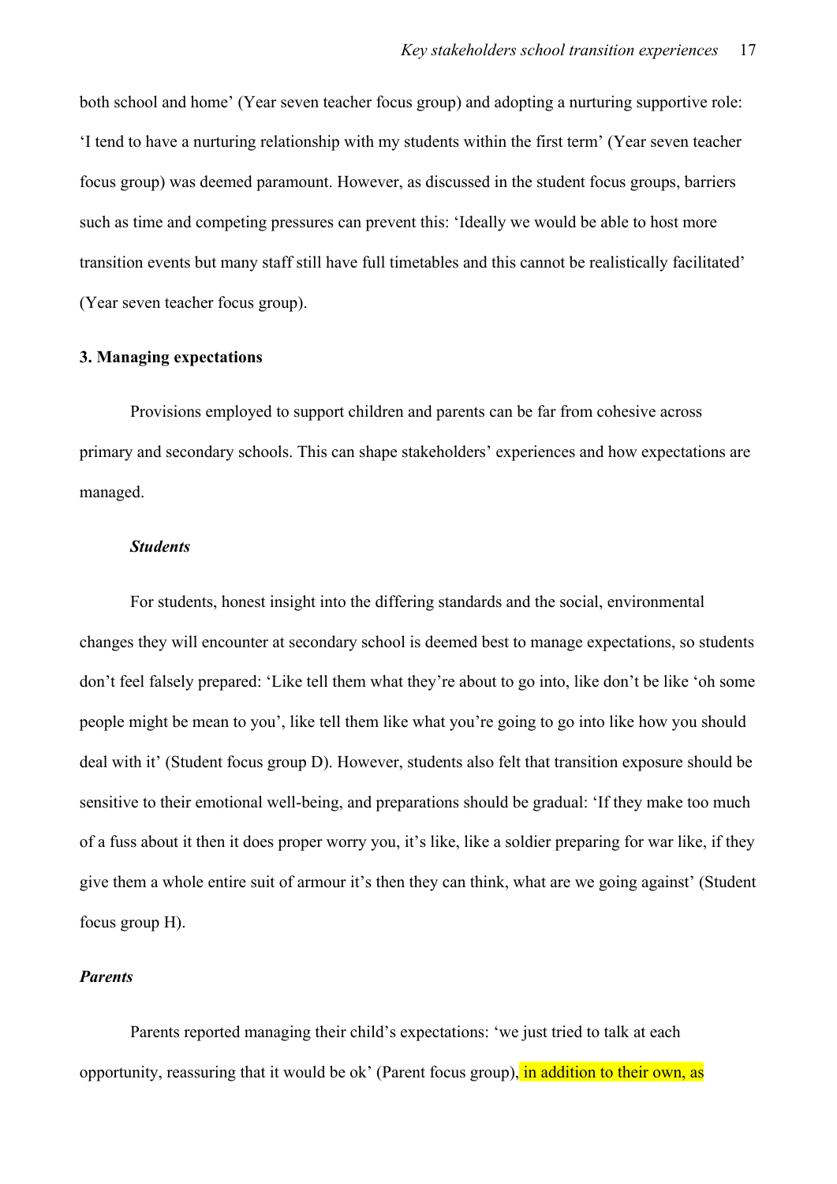both school and home' (Year seven teacher focus group) and adopting a nurturing supportive role: 'I tend to have a nurturing relationship with my students within the first term' (Year seven teacher focus group) was deemed paramount. However, as discussed in the student focus groups, barriers such as time and competing pressures can prevent this: 'Ideally we would be able to host more transition events but many staff still have full timetables and this cannot be realistically facilitated' (Year seven teacher focus group).

**3. Managing expectations**

Provisions employed to support children and parents can be far from cohesive across primary and secondary schools. This can shape stakeholders' experiences and how expectations are managed.

***Students***

For students, honest insight into the differing standards and the social, environmental changes they will encounter at secondary school is deemed best to manage expectations, so students don't feel falsely prepared: 'Like tell them what they're about to go into, like don't be like 'oh some people might be mean to you', like tell them like what you're going to go into like how you should deal with it' (Student focus group D). However, students also felt that transition exposure should be sensitive to their emotional well-being, and preparations should be gradual: 'If they make too much of a fuss about it then it does proper worry you, it's like, like a soldier preparing for war like, if they give them a whole entire suit of armour it's then they can think, what are we going against' (Student focus group H).

***Parents***

Parents reported managing their child's expectations: 'we just tried to talk at each opportunity, reassuring that it would be ok' (Parent focus group), in addition to their own, as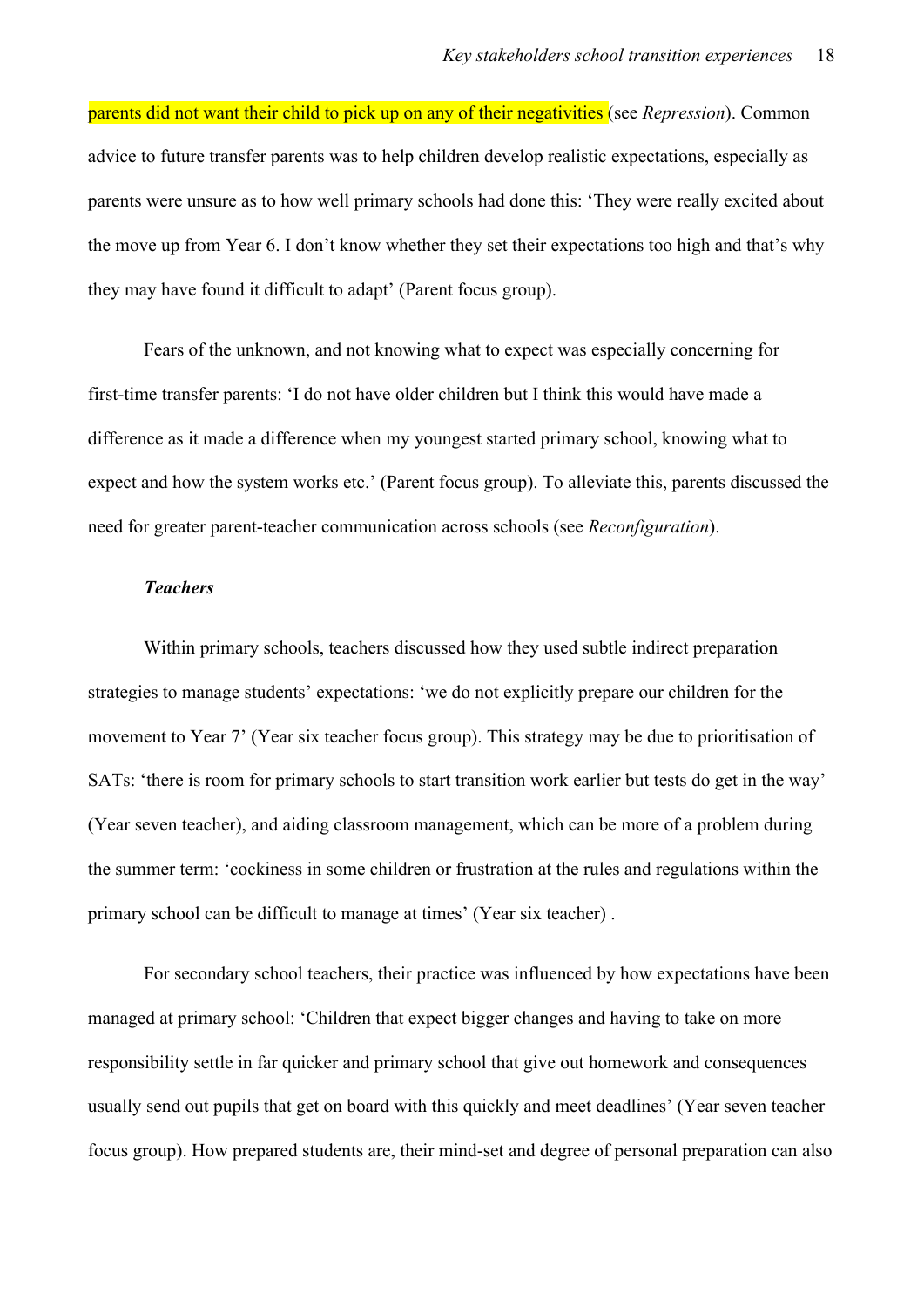parents did not want their child to pick up on any of their negativities (see *Repression*). Common advice to future transfer parents was to help children develop realistic expectations, especially as parents were unsure as to how well primary schools had done this: 'They were really excited about the move up from Year 6. I don't know whether they set their expectations too high and that's why they may have found it difficult to adapt' (Parent focus group).

Fears of the unknown, and not knowing what to expect was especially concerning for first-time transfer parents: 'I do not have older children but I think this would have made a difference as it made a difference when my youngest started primary school, knowing what to expect and how the system works etc.' (Parent focus group). To alleviate this, parents discussed the need for greater parent-teacher communication across schools (see *Reconfiguration*).

### *Teachers*

Within primary schools, teachers discussed how they used subtle indirect preparation strategies to manage students' expectations: 'we do not explicitly prepare our children for the movement to Year 7' (Year six teacher focus group). This strategy may be due to prioritisation of SATs: 'there is room for primary schools to start transition work earlier but tests do get in the way' (Year seven teacher), and aiding classroom management, which can be more of a problem during the summer term: 'cockiness in some children or frustration at the rules and regulations within the primary school can be difficult to manage at times' (Year six teacher) .

For secondary school teachers, their practice was influenced by how expectations have been managed at primary school: 'Children that expect bigger changes and having to take on more responsibility settle in far quicker and primary school that give out homework and consequences usually send out pupils that get on board with this quickly and meet deadlines' (Year seven teacher focus group). How prepared students are, their mind-set and degree of personal preparation can also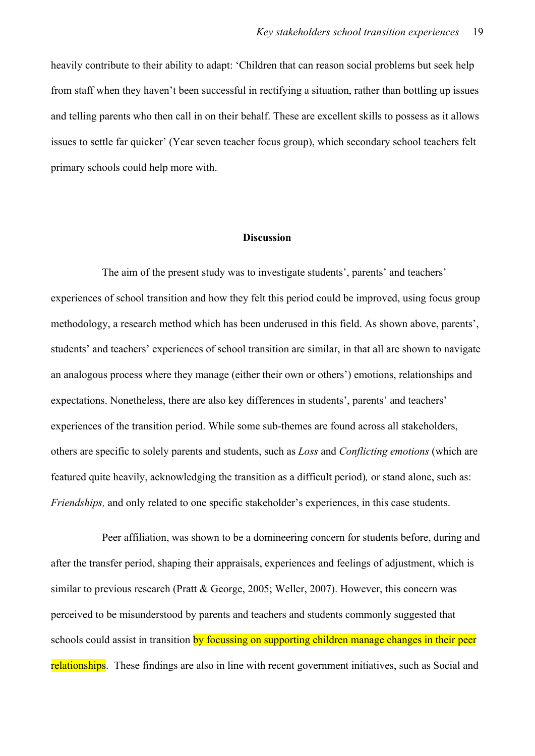heavily contribute to their ability to adapt: 'Children that can reason social problems but seek help from staff when they haven't been successful in rectifying a situation, rather than bottling up issues and telling parents who then call in on their behalf. These are excellent skills to possess as it allows issues to settle far quicker' (Year seven teacher focus group), which secondary school teachers felt primary schools could help more with.

## Discussion

The aim of the present study was to investigate students', parents' and teachers' experiences of school transition and how they felt this period could be improved, using focus group methodology, a research method which has been underused in this field. As shown above, parents', students' and teachers' experiences of school transition are similar, in that all are shown to navigate an analogous process where they manage (either their own or others') emotions, relationships and expectations. Nonetheless, there are also key differences in students', parents' and teachers' experiences of the transition period. While some sub-themes are found across all stakeholders, others are specific to solely parents and students, such as *Loss* and *Conflicting emotions* (which are featured quite heavily, acknowledging the transition as a difficult period)*,* or stand alone, such as: *Friendships,* and only related to one specific stakeholder's experiences, in this case students.

Peer affiliation, was shown to be a domineering concern for students before, during and after the transfer period, shaping their appraisals, experiences and feelings of adjustment, which is similar to previous research (Pratt & George, 2005; Weller, 2007). However, this concern was perceived to be misunderstood by parents and teachers and students commonly suggested that schools could assist in transition by focussing on supporting children manage changes in their peer relationships. These findings are also in line with recent government initiatives, such as Social and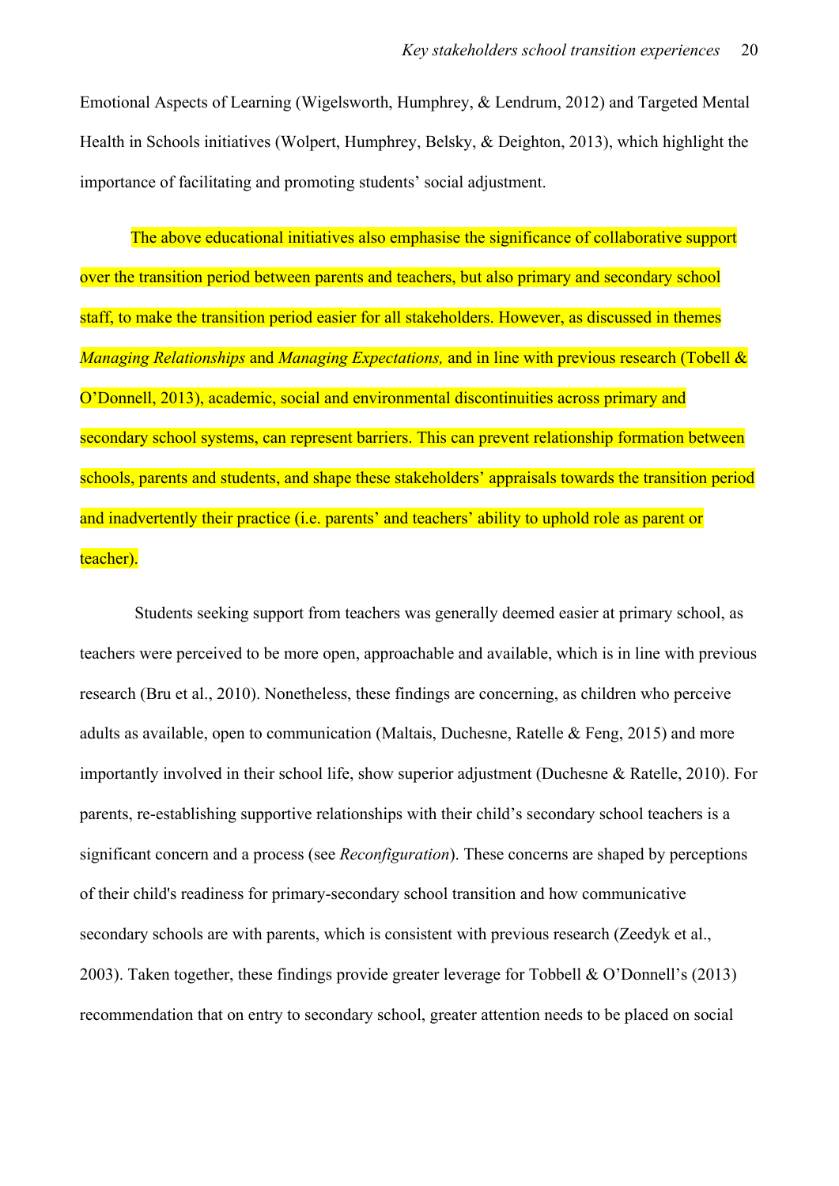Emotional Aspects of Learning (Wigelsworth, Humphrey, & Lendrum, 2012) and Targeted Mental Health in Schools initiatives (Wolpert, Humphrey, Belsky, & Deighton, 2013), which highlight the importance of facilitating and promoting students' social adjustment.

The above educational initiatives also emphasise the significance of collaborative support over the transition period between parents and teachers, but also primary and secondary school staff, to make the transition period easier for all stakeholders. However, as discussed in themes *Managing Relationships* and *Managing Expectations,* and in line with previous research (Tobell & O'Donnell, 2013), academic, social and environmental discontinuities across primary and secondary school systems, can represent barriers. This can prevent relationship formation between schools, parents and students, and shape these stakeholders' appraisals towards the transition period and inadvertently their practice (i.e. parents' and teachers' ability to uphold role as parent or teacher).

Students seeking support from teachers was generally deemed easier at primary school, as teachers were perceived to be more open, approachable and available, which is in line with previous research (Bru et al., 2010). Nonetheless, these findings are concerning, as children who perceive adults as available, open to communication (Maltais, Duchesne, Ratelle & Feng, 2015) and more importantly involved in their school life, show superior adjustment (Duchesne & Ratelle, 2010). For parents, re-establishing supportive relationships with their child's secondary school teachers is a significant concern and a process (see *Reconfiguration*). These concerns are shaped by perceptions of their child's readiness for primary-secondary school transition and how communicative secondary schools are with parents, which is consistent with previous research (Zeedyk et al., 2003). Taken together, these findings provide greater leverage for Tobbell & O'Donnell's (2013) recommendation that on entry to secondary school, greater attention needs to be placed on social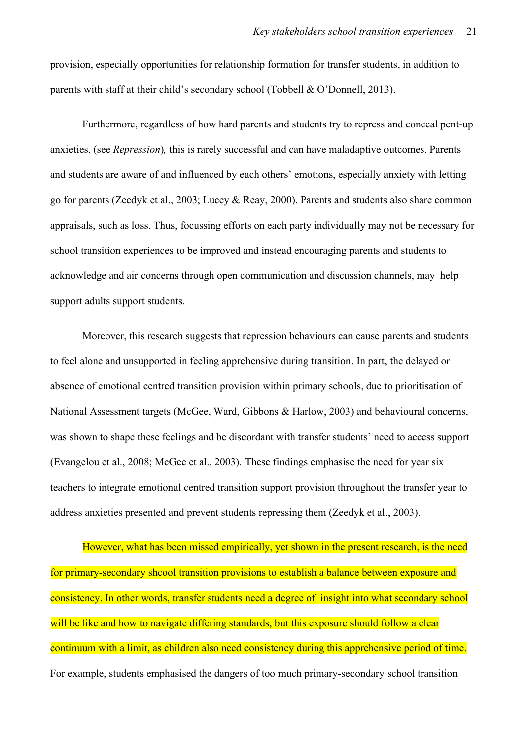provision, especially opportunities for relationship formation for transfer students, in addition to parents with staff at their child's secondary school (Tobbell & O'Donnell, 2013).

Furthermore, regardless of how hard parents and students try to repress and conceal pent-up anxieties, (see *Repression*)*,* this is rarely successful and can have maladaptive outcomes. Parents and students are aware of and influenced by each others' emotions, especially anxiety with letting go for parents (Zeedyk et al., 2003; Lucey & Reay, 2000). Parents and students also share common appraisals, such as loss. Thus, focussing efforts on each party individually may not be necessary for school transition experiences to be improved and instead encouraging parents and students to acknowledge and air concerns through open communication and discussion channels, may help support adults support students.

Moreover, this research suggests that repression behaviours can cause parents and students to feel alone and unsupported in feeling apprehensive during transition. In part, the delayed or absence of emotional centred transition provision within primary schools, due to prioritisation of National Assessment targets (McGee, Ward, Gibbons & Harlow, 2003) and behavioural concerns, was shown to shape these feelings and be discordant with transfer students' need to access support (Evangelou et al., 2008; McGee et al., 2003). These findings emphasise the need for year six teachers to integrate emotional centred transition support provision throughout the transfer year to address anxieties presented and prevent students repressing them (Zeedyk et al., 2003).

However, what has been missed empirically, yet shown in the present research, is the need for primary-secondary shcool transition provisions to establish a balance between exposure and consistency. In other words, transfer students need a degree of insight into what secondary school will be like and how to navigate differing standards, but this exposure should follow a clear continuum with a limit, as children also need consistency during this apprehensive period of time. For example, students emphasised the dangers of too much primary-secondary school transition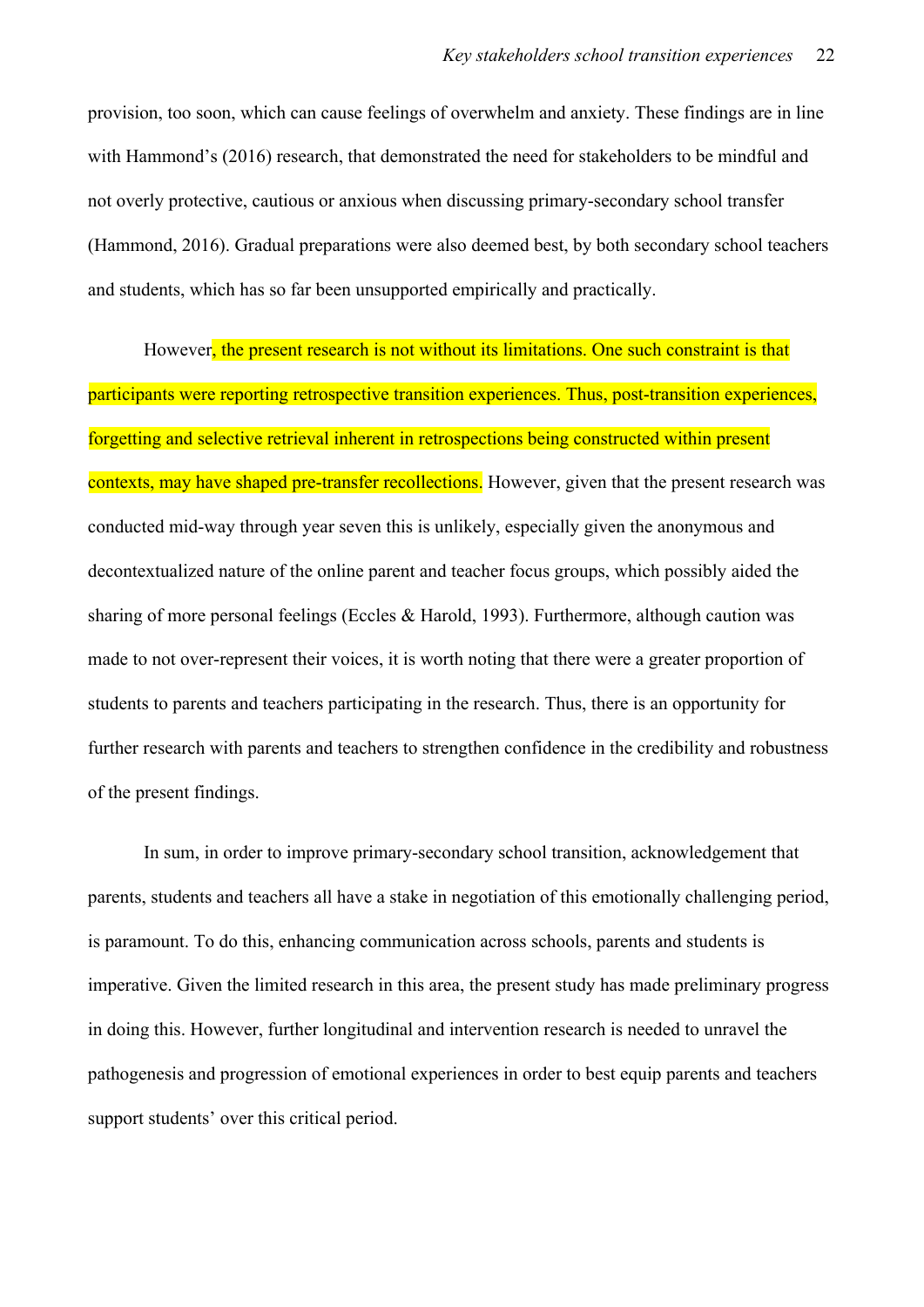provision, too soon, which can cause feelings of overwhelm and anxiety. These findings are in line with Hammond's (2016) research, that demonstrated the need for stakeholders to be mindful and not overly protective, cautious or anxious when discussing primary-secondary school transfer (Hammond, 2016). Gradual preparations were also deemed best, by both secondary school teachers and students, which has so far been unsupported empirically and practically.

However, the present research is not without its limitations. One such constraint is that participants were reporting retrospective transition experiences. Thus, post-transition experiences, forgetting and selective retrieval inherent in retrospections being constructed within present contexts, may have shaped pre-transfer recollections. However, given that the present research was conducted mid-way through year seven this is unlikely, especially given the anonymous and decontextualized nature of the online parent and teacher focus groups, which possibly aided the sharing of more personal feelings (Eccles & Harold, 1993). Furthermore, although caution was made to not over-represent their voices, it is worth noting that there were a greater proportion of students to parents and teachers participating in the research. Thus, there is an opportunity for further research with parents and teachers to strengthen confidence in the credibility and robustness of the present findings.

In sum, in order to improve primary-secondary school transition, acknowledgement that parents, students and teachers all have a stake in negotiation of this emotionally challenging period, is paramount. To do this, enhancing communication across schools, parents and students is imperative. Given the limited research in this area, the present study has made preliminary progress in doing this. However, further longitudinal and intervention research is needed to unravel the pathogenesis and progression of emotional experiences in order to best equip parents and teachers support students' over this critical period.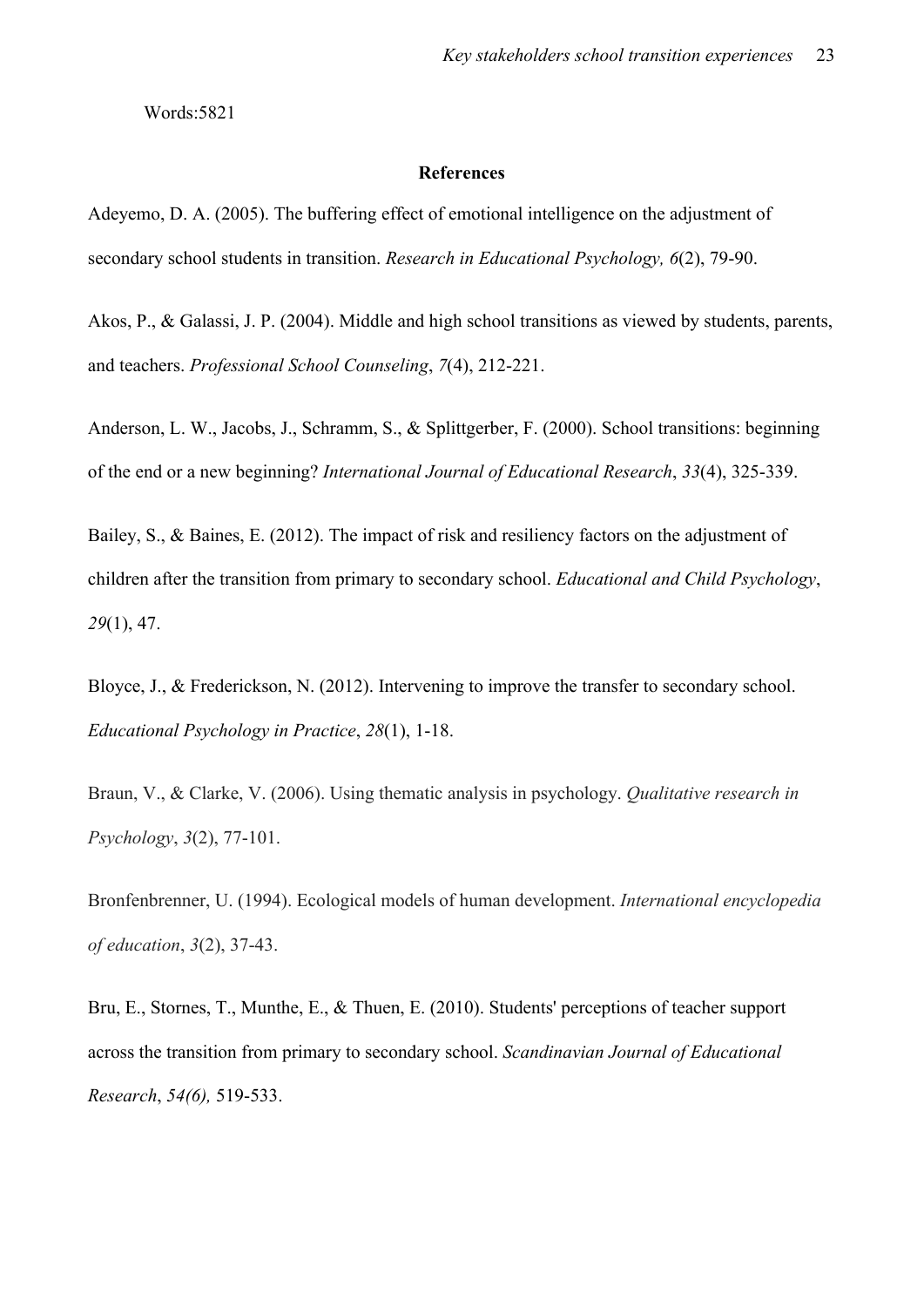Words:5821

## References

Adeyemo, D. A. (2005). The buffering effect of emotional intelligence on the adjustment of secondary school students in transition. *Research in Educational Psychology, 6*(2), 79-90.

Akos, P., & Galassi, J. P. (2004). Middle and high school transitions as viewed by students, parents, and teachers. *Professional School Counseling*, *7*(4), 212-221.

Anderson, L. W., Jacobs, J., Schramm, S., & Splittgerber, F. (2000). School transitions: beginning of the end or a new beginning? *International Journal of Educational Research*, *33*(4), 325-339.

Bailey, S., & Baines, E. (2012). The impact of risk and resiliency factors on the adjustment of children after the transition from primary to secondary school. *Educational and Child Psychology*, *29*(1), 47.

Bloyce, J., & Frederickson, N. (2012). Intervening to improve the transfer to secondary school. *Educational Psychology in Practice*, *28*(1), 1-18.

Braun, V., & Clarke, V. (2006). Using thematic analysis in psychology. *Qualitative research in Psychology*, *3*(2), 77-101.

Bronfenbrenner, U. (1994). Ecological models of human development. *International encyclopedia of education*, *3*(2), 37-43.

Bru, E., Stornes, T., Munthe, E., & Thuen, E. (2010). Students' perceptions of teacher support across the transition from primary to secondary school. *Scandinavian Journal of Educational Research*, *54(6),* 519-533.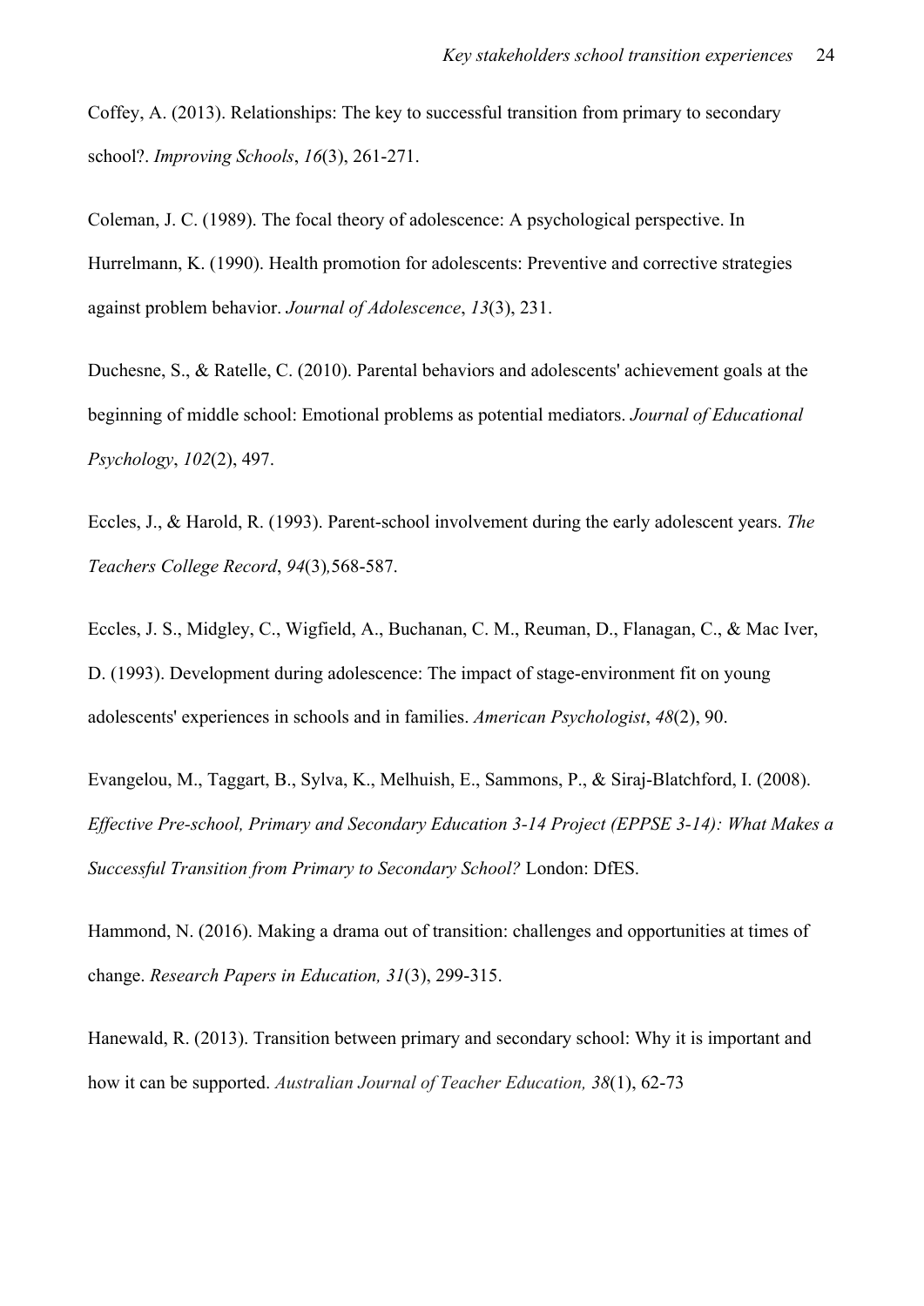Coffey, A. (2013). Relationships: The key to successful transition from primary to secondary school?. *Improving Schools*, *16*(3), 261-271.

Coleman, J. C. (1989). The focal theory of adolescence: A psychological perspective. In Hurrelmann, K. (1990). Health promotion for adolescents: Preventive and corrective strategies against problem behavior. *Journal of Adolescence*, *13*(3), 231.

Duchesne, S., & Ratelle, C. (2010). Parental behaviors and adolescents' achievement goals at the beginning of middle school: Emotional problems as potential mediators. *Journal of Educational Psychology*, *102*(2), 497.

Eccles, J., & Harold, R. (1993). Parent-school involvement during the early adolescent years. *The Teachers College Record*, *94*(3)*,*568-587.

Eccles, J. S., Midgley, C., Wigfield, A., Buchanan, C. M., Reuman, D., Flanagan, C., & Mac Iver, D. (1993). Development during adolescence: The impact of stage-environment fit on young adolescents' experiences in schools and in families. *American Psychologist*, *48*(2), 90.

Evangelou, M., Taggart, B., Sylva, K., Melhuish, E., Sammons, P., & Siraj-Blatchford, I. (2008). *Effective Pre-school, Primary and Secondary Education 3-14 Project (EPPSE 3-14): What Makes a Successful Transition from Primary to Secondary School?* London: DfES.

Hammond, N. (2016). Making a drama out of transition: challenges and opportunities at times of change. *Research Papers in Education, 31*(3), 299-315.

Hanewald, R. (2013). Transition between primary and secondary school: Why it is important and how it can be supported. *Australian Journal of Teacher Education, 38*(1), 62-73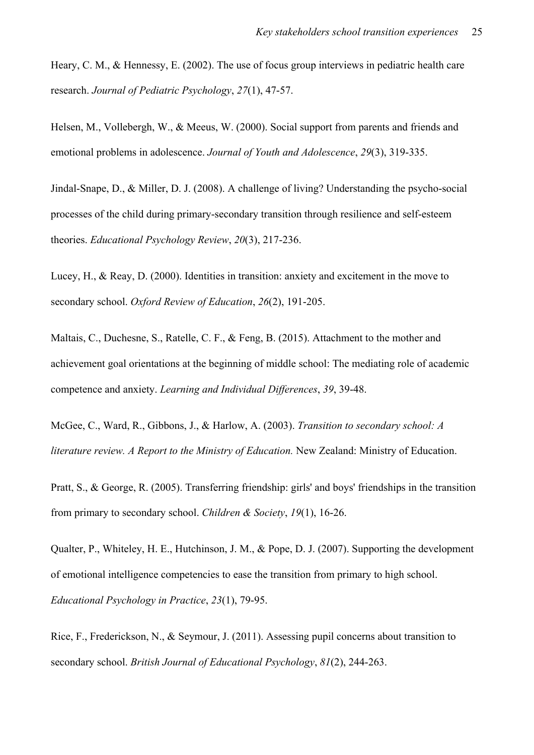Heary, C. M., & Hennessy, E. (2002). The use of focus group interviews in pediatric health care research. *Journal of Pediatric Psychology*, *27*(1), 47-57.

Helsen, M., Vollebergh, W., & Meeus, W. (2000). Social support from parents and friends and emotional problems in adolescence. *Journal of Youth and Adolescence*, *29*(3), 319-335.

Jindal-Snape, D., & Miller, D. J. (2008). A challenge of living? Understanding the psycho-social processes of the child during primary-secondary transition through resilience and self-esteem theories. *Educational Psychology Review*, *20*(3), 217-236.

Lucey, H., & Reay, D. (2000). Identities in transition: anxiety and excitement in the move to secondary school. *Oxford Review of Education*, *26*(2), 191-205.

Maltais, C., Duchesne, S., Ratelle, C. F., & Feng, B. (2015). Attachment to the mother and achievement goal orientations at the beginning of middle school: The mediating role of academic competence and anxiety. *Learning and Individual Differences*, *39*, 39-48.

McGee, C., Ward, R., Gibbons, J., & Harlow, A. (2003). *Transition to secondary school: A literature review. A Report to the Ministry of Education.* New Zealand: Ministry of Education.

Pratt, S., & George, R. (2005). Transferring friendship: girls' and boys' friendships in the transition from primary to secondary school. *Children & Society*, *19*(1), 16-26.

Qualter, P., Whiteley, H. E., Hutchinson, J. M., & Pope, D. J. (2007). Supporting the development of emotional intelligence competencies to ease the transition from primary to high school. *Educational Psychology in Practice*, *23*(1), 79-95.

Rice, F., Frederickson, N., & Seymour, J. (2011). Assessing pupil concerns about transition to secondary school. *British Journal of Educational Psychology*, *81*(2), 244-263.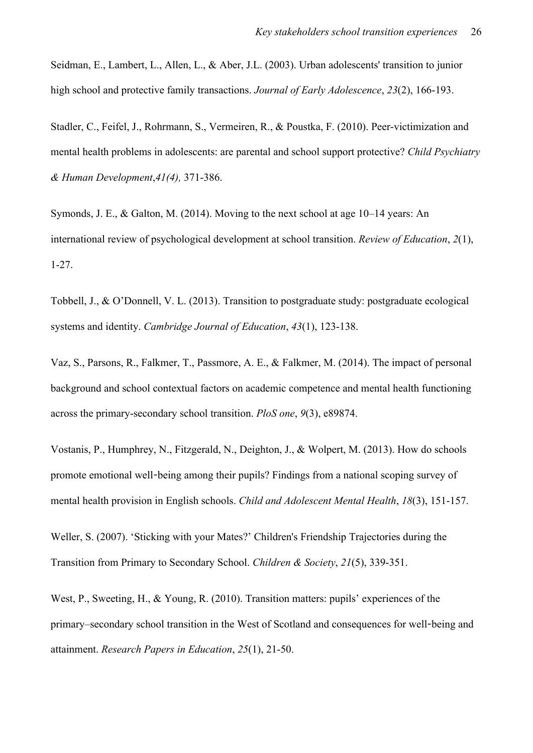Seidman, E., Lambert, L., Allen, L., & Aber, J.L. (2003). Urban adolescents' transition to junior high school and protective family transactions. *Journal of Early Adolescence*, *23*(2), 166-193.

Stadler, C., Feifel, J., Rohrmann, S., Vermeiren, R., & Poustka, F. (2010). Peer-victimization and mental health problems in adolescents: are parental and school support protective? *Child Psychiatry & Human Development*,*41(4),* 371-386.

Symonds, J. E., & Galton, M. (2014). Moving to the next school at age 10–14 years: An international review of psychological development at school transition. *Review of Education*, *2*(1), 1-27.

Tobbell, J., & O'Donnell, V. L. (2013). Transition to postgraduate study: postgraduate ecological systems and identity. *Cambridge Journal of Education*, *43*(1), 123-138.

Vaz, S., Parsons, R., Falkmer, T., Passmore, A. E., & Falkmer, M. (2014). The impact of personal background and school contextual factors on academic competence and mental health functioning across the primary-secondary school transition. *PloS one*, *9*(3), e89874.

Vostanis, P., Humphrey, N., Fitzgerald, N., Deighton, J., & Wolpert, M. (2013). How do schools promote emotional well-being among their pupils? Findings from a national scoping survey of mental health provision in English schools. *Child and Adolescent Mental Health*, *18*(3), 151-157.

Weller, S. (2007). 'Sticking with your Mates?' Children's Friendship Trajectories during the Transition from Primary to Secondary School. *Children & Society*, *21*(5), 339-351.

West, P., Sweeting, H., & Young, R. (2010). Transition matters: pupils' experiences of the primary–secondary school transition in the West of Scotland and consequences for well-being and attainment. *Research Papers in Education*, *25*(1), 21-50.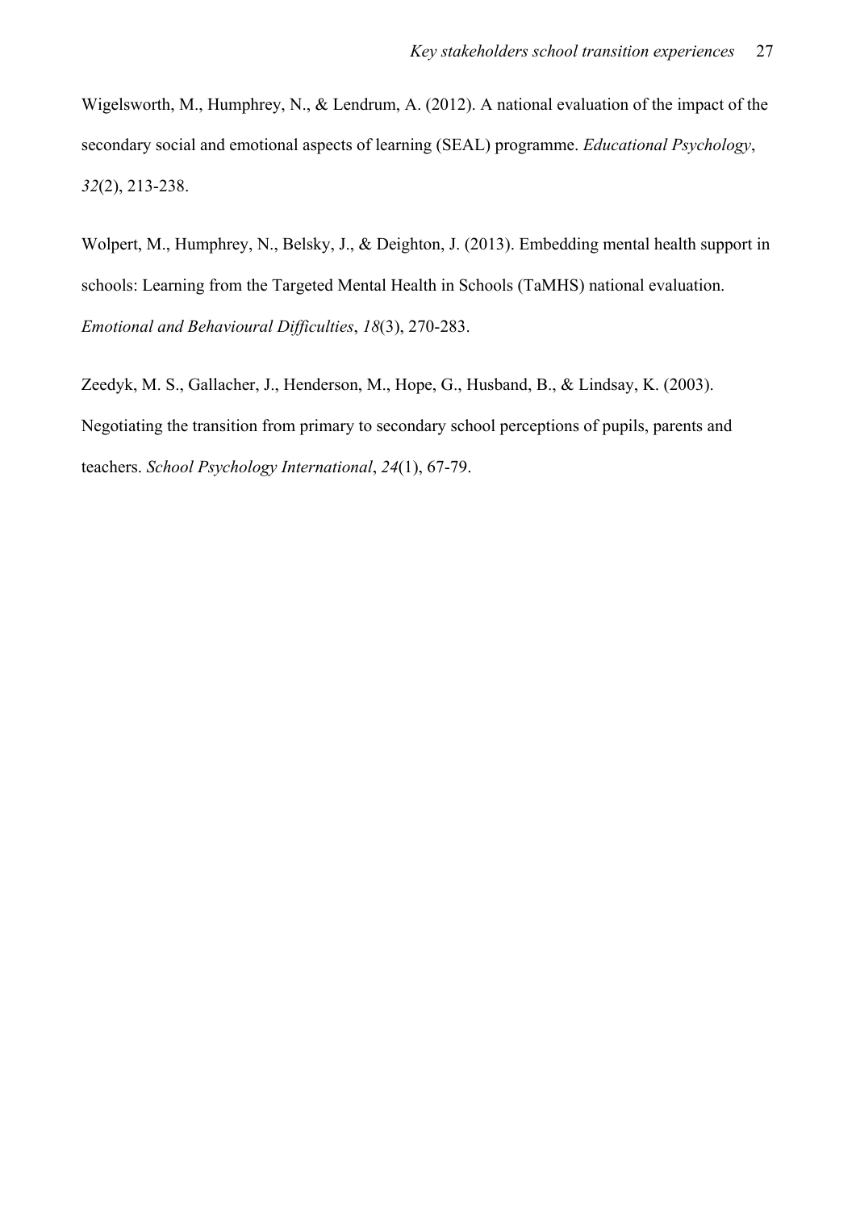Wigelsworth, M., Humphrey, N., & Lendrum, A. (2012). A national evaluation of the impact of the secondary social and emotional aspects of learning (SEAL) programme. *Educational Psychology*, *32*(2), 213-238.

Wolpert, M., Humphrey, N., Belsky, J., & Deighton, J. (2013). Embedding mental health support in schools: Learning from the Targeted Mental Health in Schools (TaMHS) national evaluation. *Emotional and Behavioural Difficulties*, *18*(3), 270-283.

Zeedyk, M. S., Gallacher, J., Henderson, M., Hope, G., Husband, B., & Lindsay, K. (2003). Negotiating the transition from primary to secondary school perceptions of pupils, parents and teachers. *School Psychology International*, *24*(1), 67-79.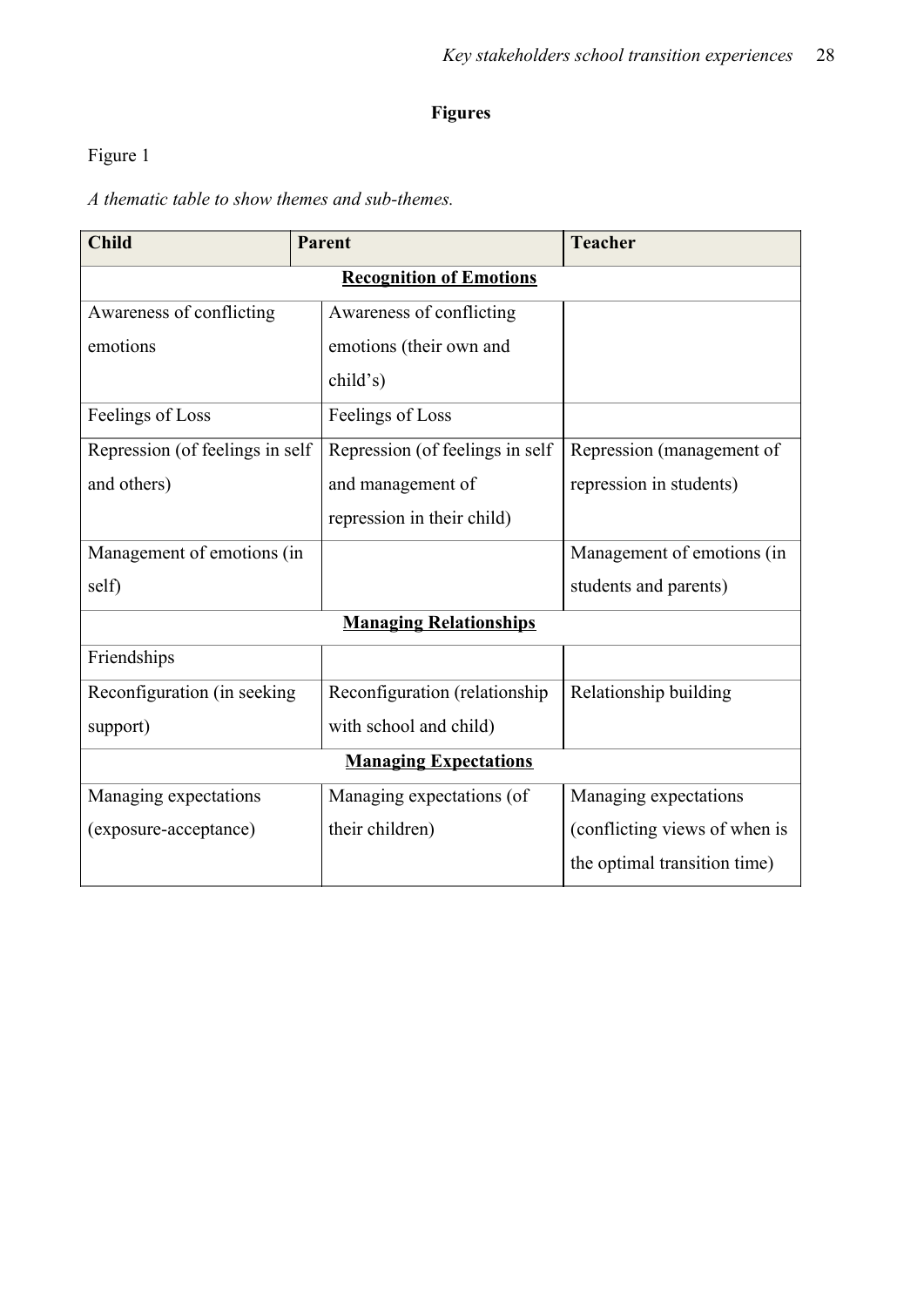**Figures**

Figure 1

*A thematic table to show themes and sub-themes.*

| Child | Parent | Teacher |
|---|---|---|
| | **Recognition of Emotions** | |
| Awareness of conflicting emotions | Awareness of conflicting emotions (their own and child's) | |
| Feelings of Loss | Feelings of Loss | |
| Repression (of feelings in self and others) | Repression (of feelings in self and management of repression in their child) | Repression (management of repression in students) |
| Management of emotions (in self) | | Management of emotions (in students and parents) |
| | **Managing Relationships** | |
| Friendships | | |
| Reconfiguration (in seeking support) | Reconfiguration (relationship with school and child) | Relationship building |
| | **Managing Expectations** | |
| Managing expectations (exposure-acceptance) | Managing expectations (of their children) | Managing expectations (conflicting views of when is the optimal transition time) |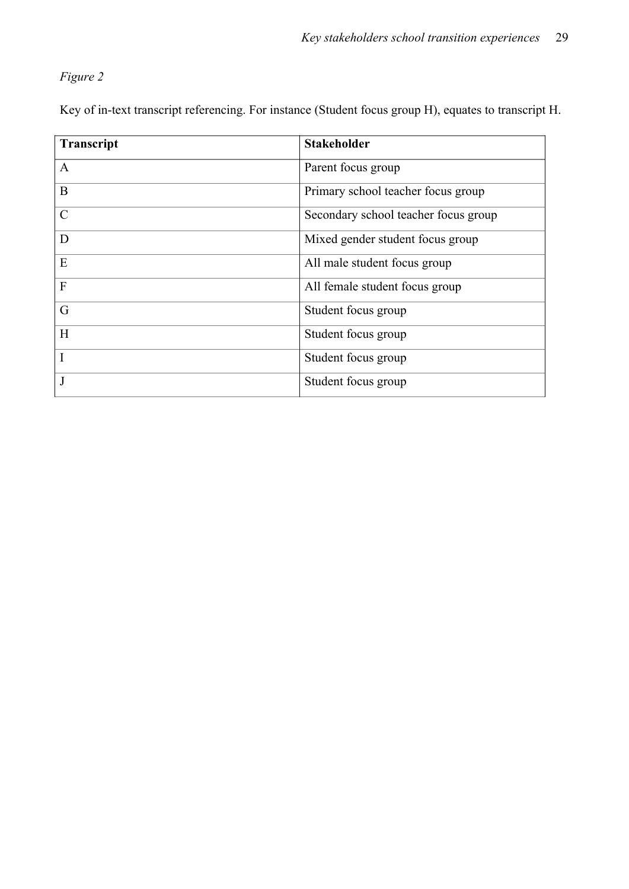*Figure 2*

Key of in-text transcript referencing. For instance (Student focus group H), equates to transcript H.

| Transcript | Stakeholder |
|---|---|
| A | Parent focus group |
| B | Primary school teacher focus group |
| C | Secondary school teacher focus group |
| D | Mixed gender student focus group |
| E | All male student focus group |
| F | All female student focus group |
| G | Student focus group |
| H | Student focus group |
| I | Student focus group |
| J | Student focus group |